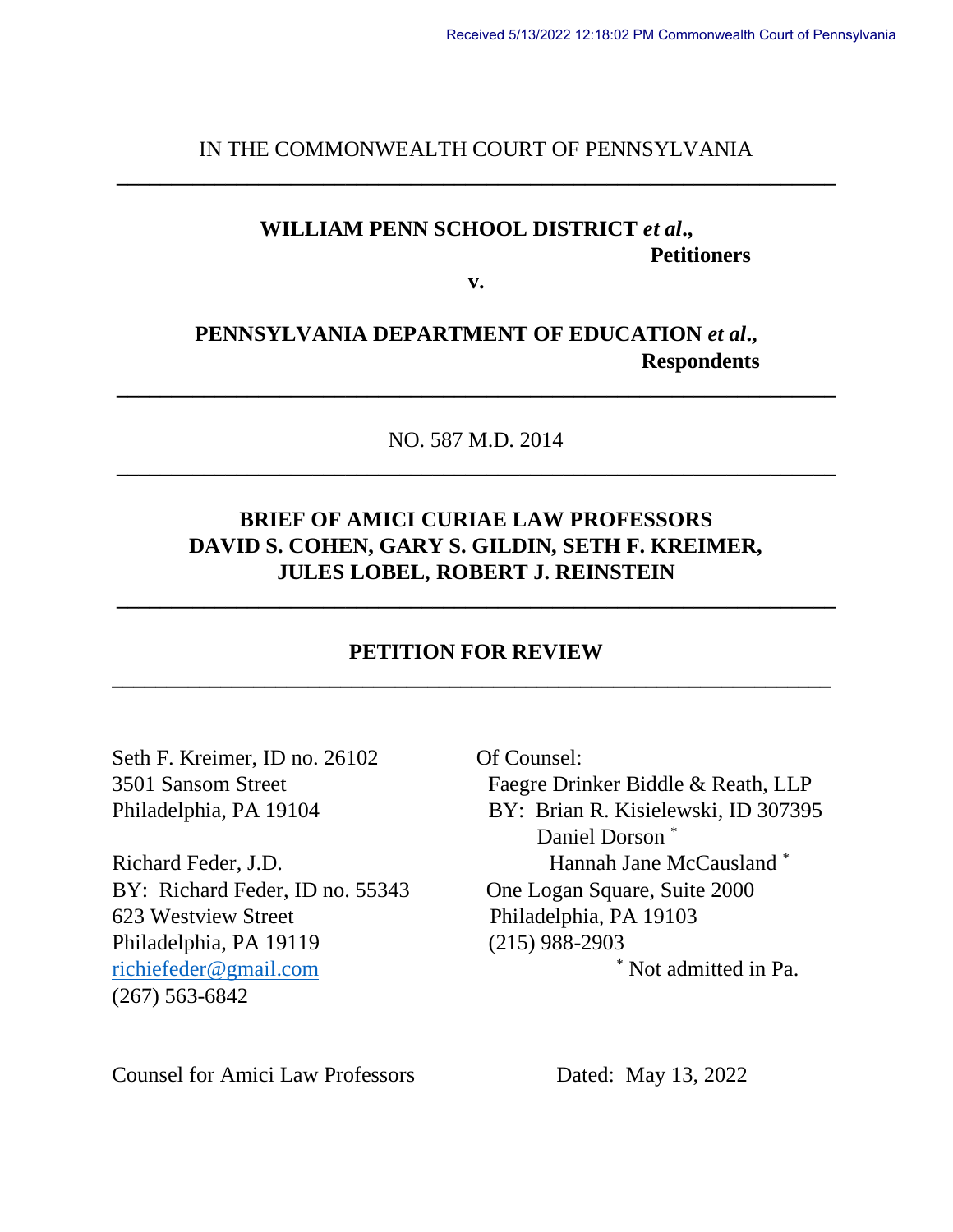Received 5/13/2022 12:18:02 PM Commonwealth Court of Pennsylvania

IN THE COMMONWEALTH COURT OF PENNSYLVANIA

---

**WILLIAM PENN SCHOOL DISTRICT *et al*.,**
**Petitioners**

**v.**

**PENNSYLVANIA DEPARTMENT OF EDUCATION *et al*.,**
**Respondents**

---

NO. 587 M.D. 2014

---

**BRIEF OF AMICI CURIAE LAW PROFESSORS DAVID S. COHEN, GARY S. GILDIN, SETH F. KREIMER, JULES LOBEL, ROBERT J. REINSTEIN**

---

**PETITION FOR REVIEW**

---

Seth F. Kreimer, ID no. 26102
3501 Sansom Street
Philadelphia, PA 19104

Richard Feder, J.D.
BY: Richard Feder, ID no. 55343
623 Westview Street
Philadelphia, PA 19119
richiefeder@gmail.com
(267) 563-6842

Of Counsel:
Faegre Drinker Biddle & Reath, LLP
BY: Brian R. Kisielewski, ID 307395
Daniel Dorson *
Hannah Jane McCausland *
One Logan Square, Suite 2000
Philadelphia, PA 19103
(215) 988-2903
* Not admitted in Pa.

Counsel for Amici Law Professors

Dated: May 13, 2022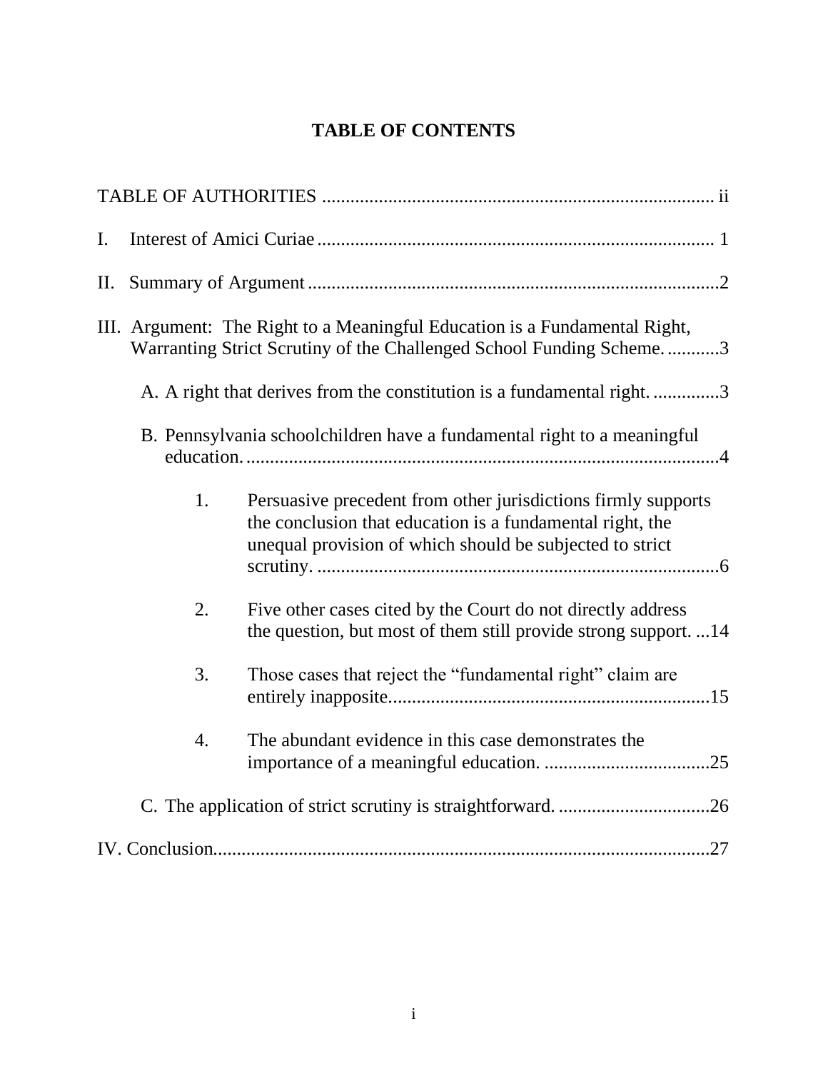# TABLE OF CONTENTS

TABLE OF AUTHORITIES .................................................................................. ii

I. Interest of Amici Curiae .................................................................................... 1

II. Summary of Argument ........................................................................................2

III. Argument: The Right to a Meaningful Education is a Fundamental Right, Warranting Strict Scrutiny of the Challenged School Funding Scheme. ...........3

- A. A right that derives from the constitution is a fundamental right. ..............3
- B. Pennsylvania schoolchildren have a fundamental right to a meaningful education. ...................................................................................................4
  1. Persuasive precedent from other jurisdictions firmly supports the conclusion that education is a fundamental right, the unequal provision of which should be subjected to strict scrutiny. ....................................................................................6
  2. Five other cases cited by the Court do not directly address the question, but most of them still provide strong support. ...14
  3. Those cases that reject the "fundamental right" claim are entirely inapposite....................................................................15
  4. The abundant evidence in this case demonstrates the importance of a meaningful education. ...................................25
- C. The application of strict scrutiny is straightforward. ................................26

IV. Conclusion.........................................................................................................27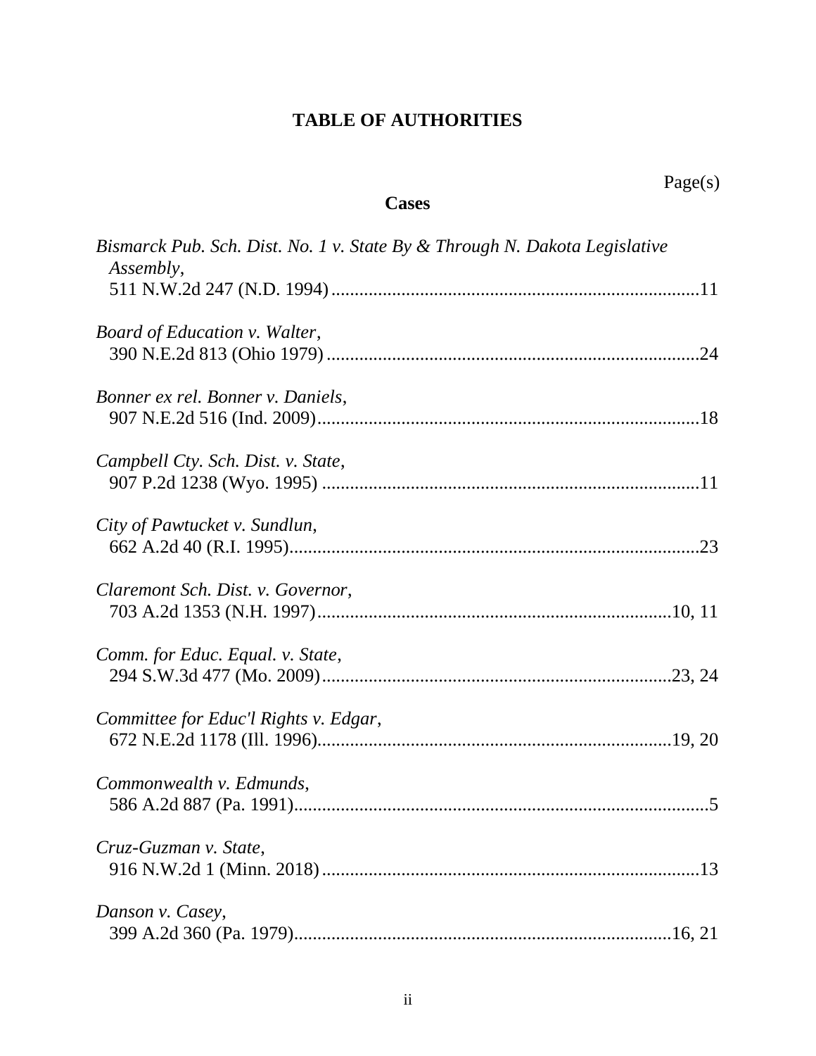# TABLE OF AUTHORITIES

Page(s)

## Cases

*Bismarck Pub. Sch. Dist. No. 1 v. State By & Through N. Dakota Legislative Assembly*,
511 N.W.2d 247 (N.D. 1994) .......................................................................... 11

*Board of Education v. Walter*,
390 N.E.2d 813 (Ohio 1979) .......................................................................... 24

*Bonner ex rel. Bonner v. Daniels*,
907 N.E.2d 516 (Ind. 2009) .......................................................................... 18

*Campbell Cty. Sch. Dist. v. State*,
907 P.2d 1238 (Wyo. 1995) .......................................................................... 11

*City of Pawtucket v. Sundlun*,
662 A.2d 40 (R.I. 1995) .......................................................................... 23

*Claremont Sch. Dist. v. Governor*,
703 A.2d 1353 (N.H. 1997) .......................................................................... 10, 11

*Comm. for Educ. Equal. v. State*,
294 S.W.3d 477 (Mo. 2009) .......................................................................... 23, 24

*Committee for Educ'l Rights v. Edgar*,
672 N.E.2d 1178 (Ill. 1996) .......................................................................... 19, 20

*Commonwealth v. Edmunds*,
586 A.2d 887 (Pa. 1991) .......................................................................... 5

*Cruz-Guzman v. State*,
916 N.W.2d 1 (Minn. 2018) .......................................................................... 13

*Danson v. Casey*,
399 A.2d 360 (Pa. 1979) .......................................................................... 16, 21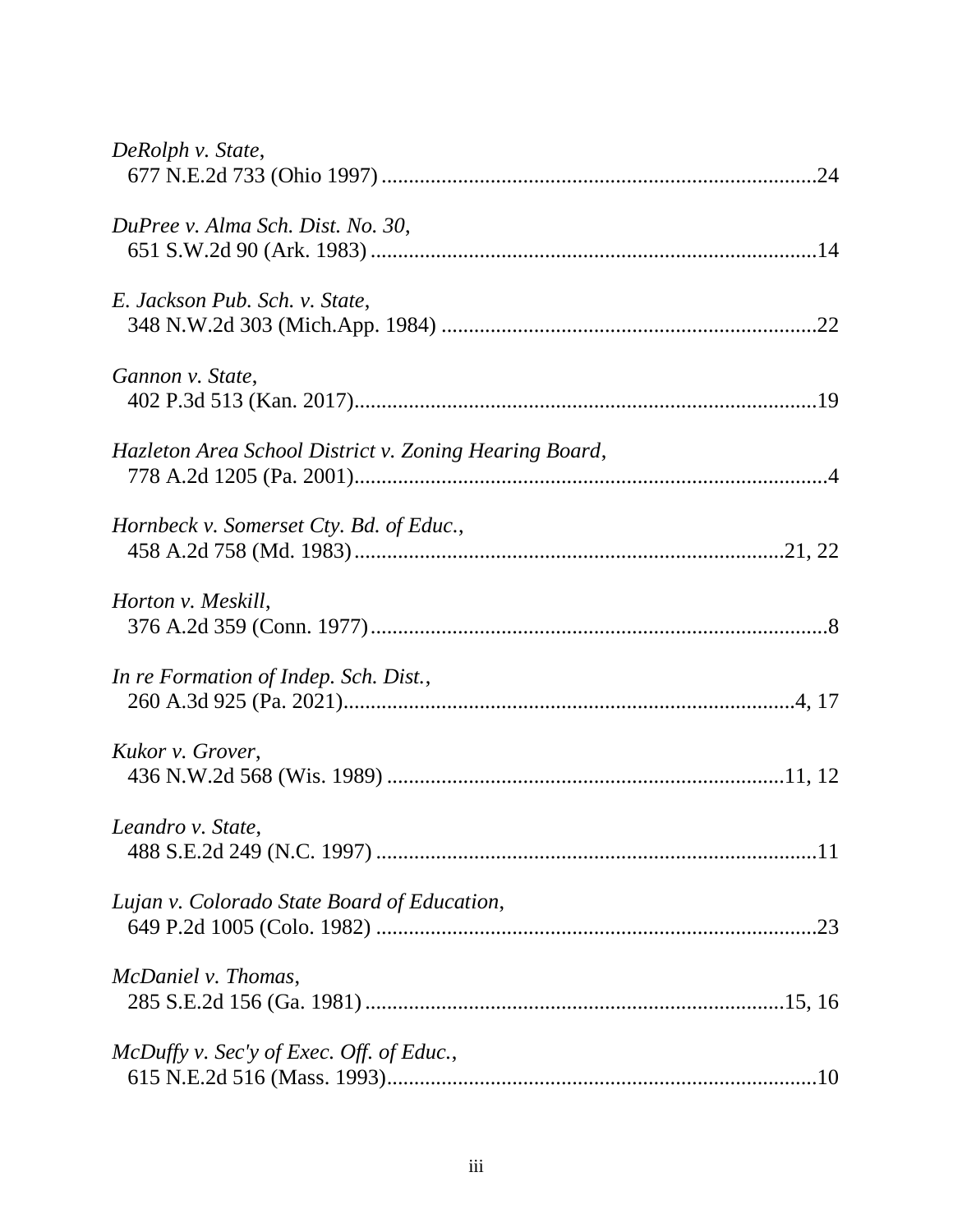*DeRolph v. State*,
677 N.E.2d 733 (Ohio 1997) ............................................................................24

*DuPree v. Alma Sch. Dist. No. 30*,
651 S.W.2d 90 (Ark. 1983) ..............................................................................14

*E. Jackson Pub. Sch. v. State*,
348 N.W.2d 303 (Mich.App. 1984) ..................................................................22

*Gannon v. State*,
402 P.3d 513 (Kan. 2017)..................................................................................19

*Hazleton Area School District v. Zoning Hearing Board*,
778 A.2d 1205 (Pa. 2001)....................................................................................4

*Hornbeck v. Somerset Cty. Bd. of Educ.*,
458 A.2d 758 (Md. 1983)............................................................................21, 22

*Horton v. Meskill*,
376 A.2d 359 (Conn. 1977)..................................................................................8

*In re Formation of Indep. Sch. Dist.*,
260 A.3d 925 (Pa. 2021)................................................................................4, 17

*Kukor v. Grover*,
436 N.W.2d 568 (Wis. 1989) .......................................................................11, 12

*Leandro v. State*,
488 S.E.2d 249 (N.C. 1997) ..............................................................................11

*Lujan v. Colorado State Board of Education*,
649 P.2d 1005 (Colo. 1982) ..............................................................................23

*McDaniel v. Thomas*,
285 S.E.2d 156 (Ga. 1981) ..........................................................................15, 16

*McDuffy v. Sec'y of Exec. Off. of Educ.*,
615 N.E.2d 516 (Mass. 1993)............................................................................10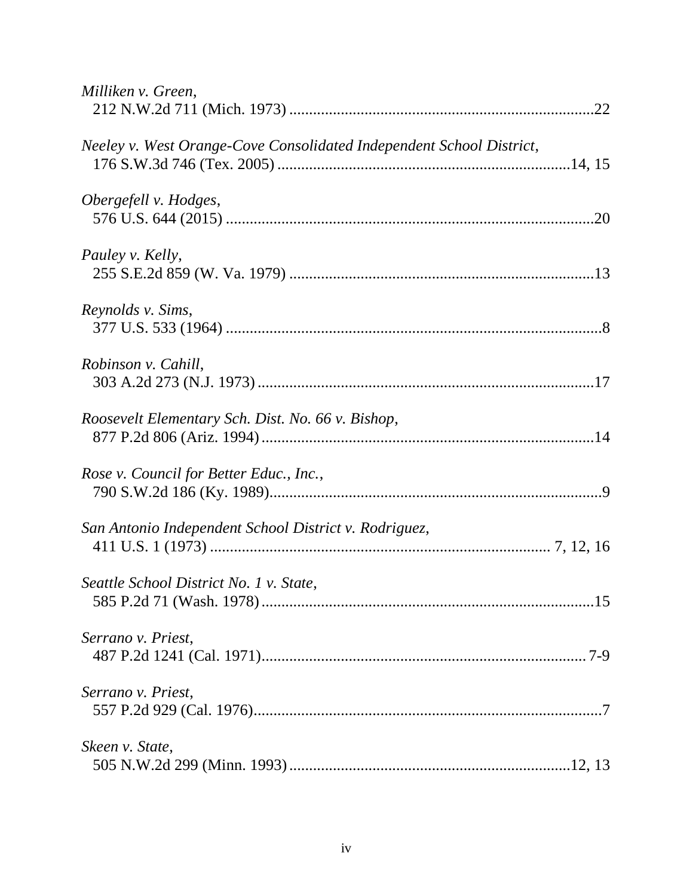*Milliken v. Green*,
212 N.W.2d 711 (Mich. 1973) ..........................................................................22

*Neeley v. West Orange-Cove Consolidated Independent School District*,
176 S.W.3d 746 (Tex. 2005) ..........................................................................14, 15

*Obergefell v. Hodges*,
576 U.S. 644 (2015) ..........................................................................................20

*Pauley v. Kelly*,
255 S.E.2d 859 (W. Va. 1979) ..........................................................................13

*Reynolds v. Sims*,
377 U.S. 533 (1964) ............................................................................................8

*Robinson v. Cahill*,
303 A.2d 273 (N.J. 1973) ..................................................................................17

*Roosevelt Elementary Sch. Dist. No. 66 v. Bishop*,
877 P.2d 806 (Ariz. 1994) .................................................................................14

*Rose v. Council for Better Educ., Inc.*,
790 S.W.2d 186 (Ky. 1989)..................................................................................9

*San Antonio Independent School District v. Rodriguez*,
411 U.S. 1 (1973) .................................................................................. 7, 12, 16

*Seattle School District No. 1 v. State*,
585 P.2d 71 (Wash. 1978) .................................................................................15

*Serrano v. Priest*,
487 P.2d 1241 (Cal. 1971)................................................................................ 7-9

*Serrano v. Priest*,
557 P.2d 929 (Cal. 1976)......................................................................................7

*Skeen v. State*,
505 N.W.2d 299 (Minn. 1993) ......................................................................12, 13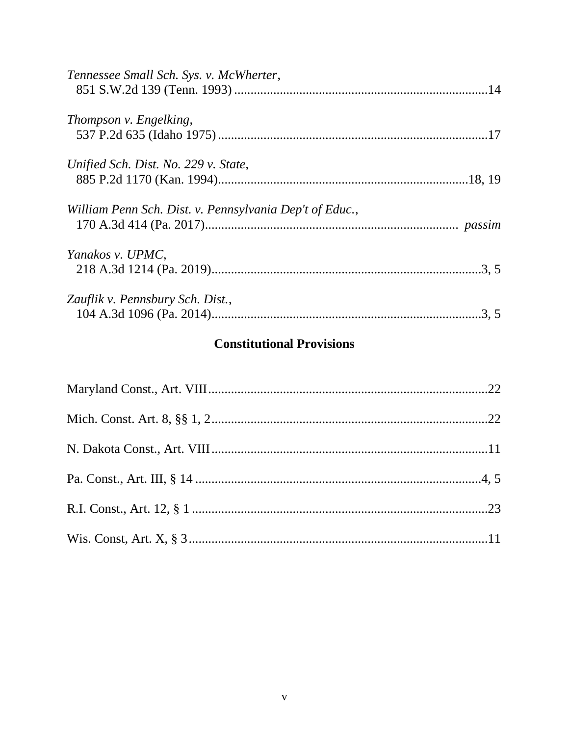*Tennessee Small Sch. Sys. v. McWherter*,
851 S.W.2d 139 (Tenn. 1993) ............................................................................14

*Thompson v. Engelking*,
537 P.2d 635 (Idaho 1975) ..................................................................................17

*Unified Sch. Dist. No. 229 v. State*,
885 P.2d 1170 (Kan. 1994).............................................................................18, 19

*William Penn Sch. Dist. v. Pennsylvania Dep't of Educ.*,
170 A.3d 414 (Pa. 2017)............................................................................ *passim*

*Yanakos v. UPMC*,
218 A.3d 1214 (Pa. 2019)..................................................................................3, 5

*Zauflik v. Pennsbury Sch. Dist.*,
104 A.3d 1096 (Pa. 2014)..................................................................................3, 5

## Constitutional Provisions

Maryland Const., Art. VIII.....................................................................................22

Mich. Const. Art. 8, §§ 1, 2....................................................................................22

N. Dakota Const., Art. VIII.....................................................................................11

Pa. Const., Art. III, § 14 ........................................................................................4, 5

R.I. Const., Art. 12, § 1 ..........................................................................................23

Wis. Const, Art. X, § 3...........................................................................................11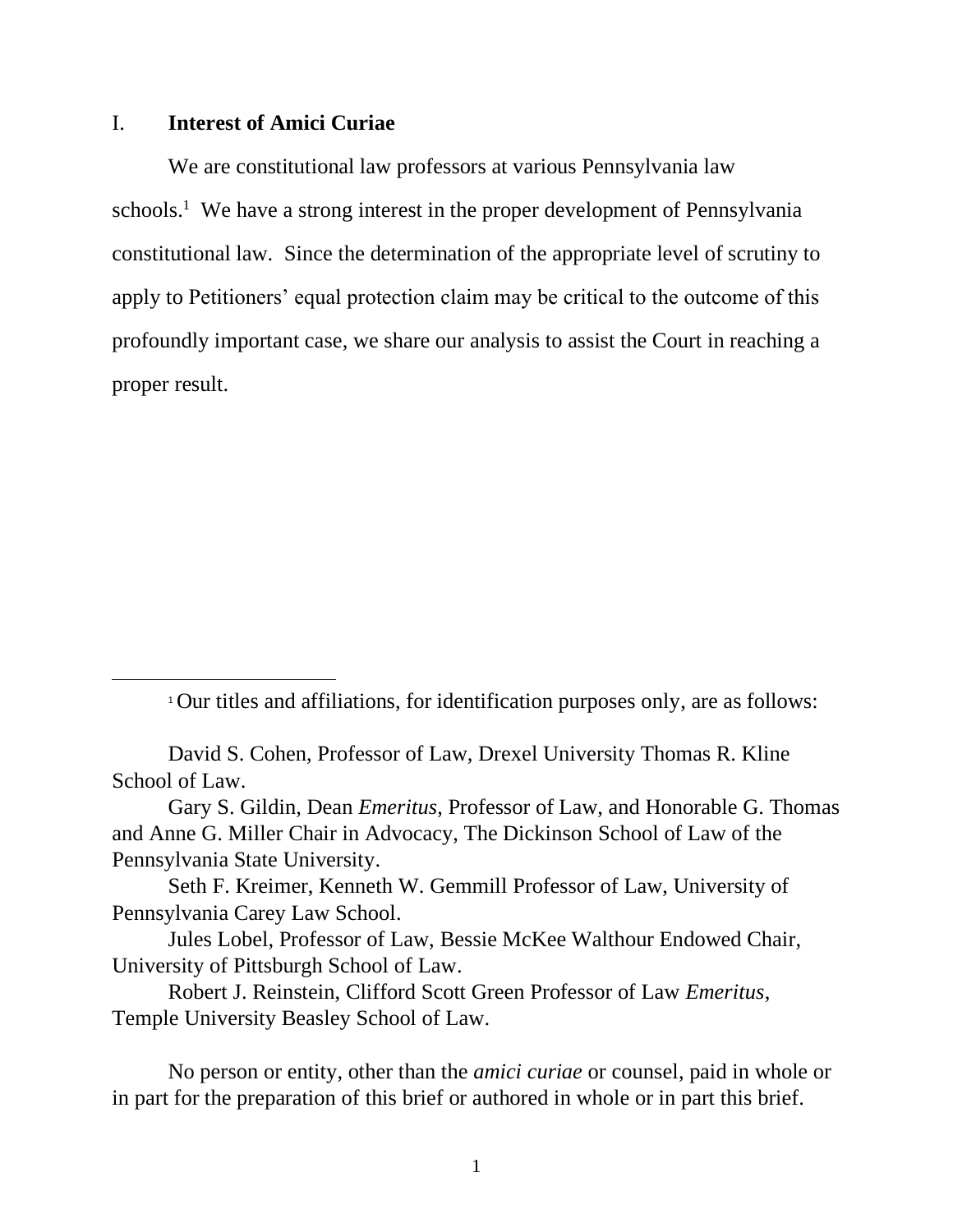## I. **Interest of Amici Curiae**

We are constitutional law professors at various Pennsylvania law schools.[1] We have a strong interest in the proper development of Pennsylvania constitutional law. Since the determination of the appropriate level of scrutiny to apply to Petitioners' equal protection claim may be critical to the outcome of this profoundly important case, we share our analysis to assist the Court in reaching a proper result.

---

[1] Our titles and affiliations, for identification purposes only, are as follows:

David S. Cohen, Professor of Law, Drexel University Thomas R. Kline School of Law.

Gary S. Gildin, Dean *Emeritus*, Professor of Law, and Honorable G. Thomas and Anne G. Miller Chair in Advocacy, The Dickinson School of Law of the Pennsylvania State University.

Seth F. Kreimer, Kenneth W. Gemmill Professor of Law, University of Pennsylvania Carey Law School.

Jules Lobel, Professor of Law, Bessie McKee Walthour Endowed Chair, University of Pittsburgh School of Law.

Robert J. Reinstein, Clifford Scott Green Professor of Law *Emeritus*, Temple University Beasley School of Law.

No person or entity, other than the *amici curiae* or counsel, paid in whole or in part for the preparation of this brief or authored in whole or in part this brief.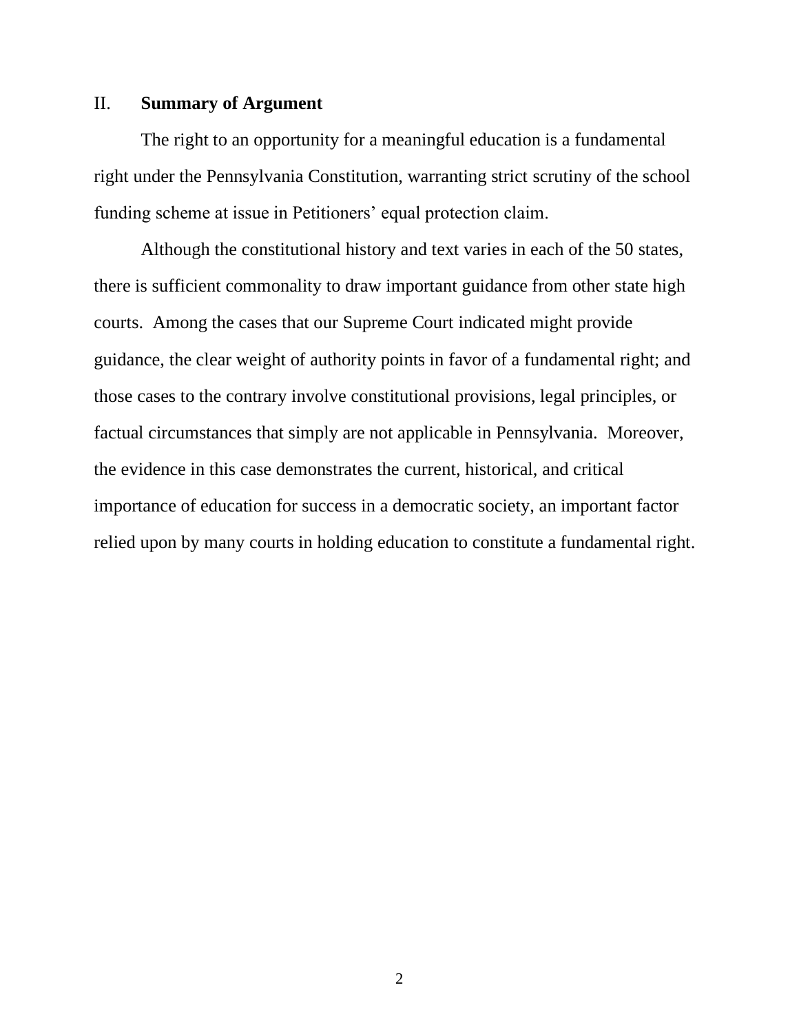## II. **Summary of Argument**

The right to an opportunity for a meaningful education is a fundamental right under the Pennsylvania Constitution, warranting strict scrutiny of the school funding scheme at issue in Petitioners' equal protection claim.

Although the constitutional history and text varies in each of the 50 states, there is sufficient commonality to draw important guidance from other state high courts. Among the cases that our Supreme Court indicated might provide guidance, the clear weight of authority points in favor of a fundamental right; and those cases to the contrary involve constitutional provisions, legal principles, or factual circumstances that simply are not applicable in Pennsylvania. Moreover, the evidence in this case demonstrates the current, historical, and critical importance of education for success in a democratic society, an important factor relied upon by many courts in holding education to constitute a fundamental right.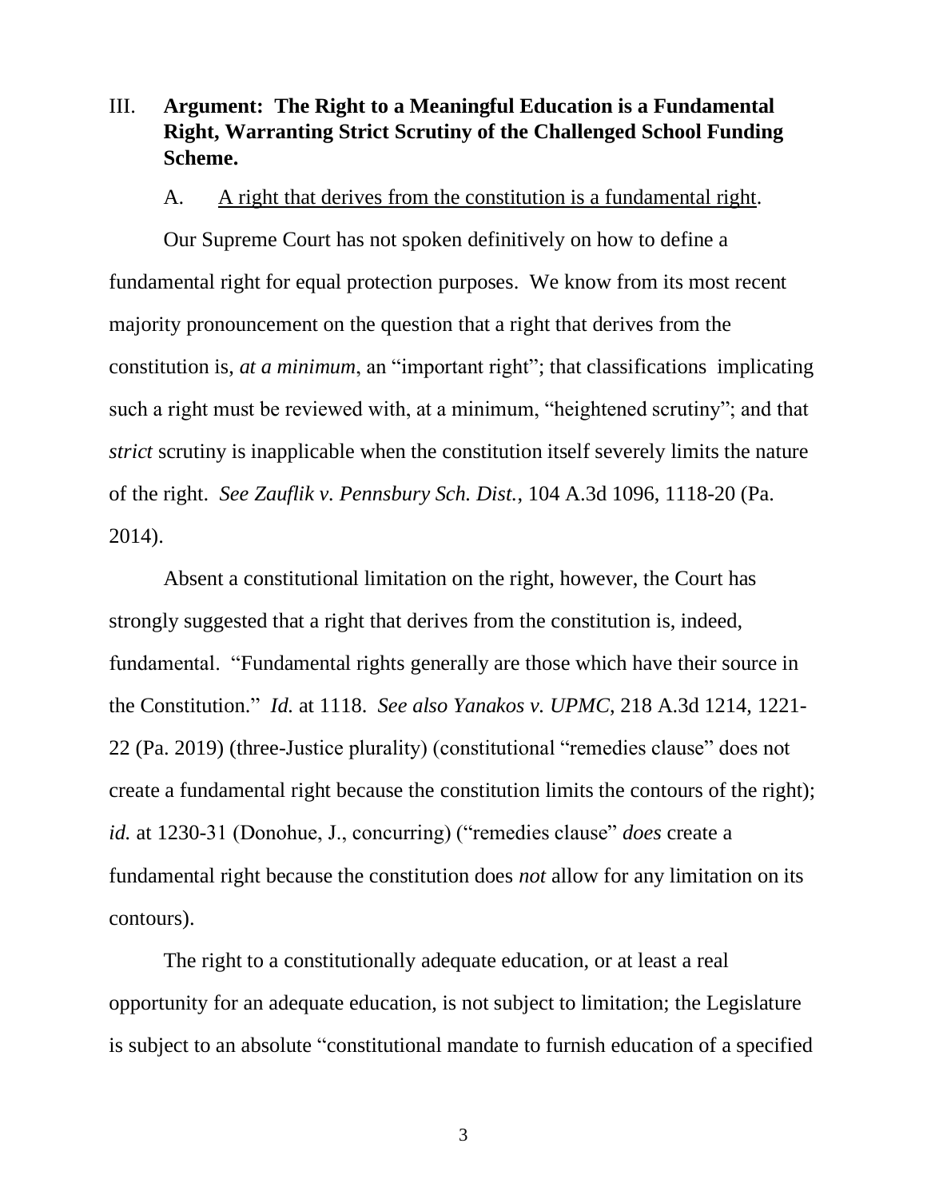## III. **Argument: The Right to a Meaningful Education is a Fundamental Right, Warranting Strict Scrutiny of the Challenged School Funding Scheme.**

### A. A right that derives from the constitution is a fundamental right.

Our Supreme Court has not spoken definitively on how to define a fundamental right for equal protection purposes. We know from its most recent majority pronouncement on the question that a right that derives from the constitution is, *at a minimum*, an "important right"; that classifications implicating such a right must be reviewed with, at a minimum, "heightened scrutiny"; and that *strict* scrutiny is inapplicable when the constitution itself severely limits the nature of the right. *See Zauflik v. Pennsbury Sch. Dist.*, 104 A.3d 1096, 1118-20 (Pa. 2014).

Absent a constitutional limitation on the right, however, the Court has strongly suggested that a right that derives from the constitution is, indeed, fundamental. "Fundamental rights generally are those which have their source in the Constitution." *Id.* at 1118. *See also Yanakos v. UPMC*, 218 A.3d 1214, 1221-22 (Pa. 2019) (three-Justice plurality) (constitutional "remedies clause" does not create a fundamental right because the constitution limits the contours of the right); *id.* at 1230-31 (Donohue, J., concurring) ("remedies clause" *does* create a fundamental right because the constitution does *not* allow for any limitation on its contours).

The right to a constitutionally adequate education, or at least a real opportunity for an adequate education, is not subject to limitation; the Legislature is subject to an absolute "constitutional mandate to furnish education of a specified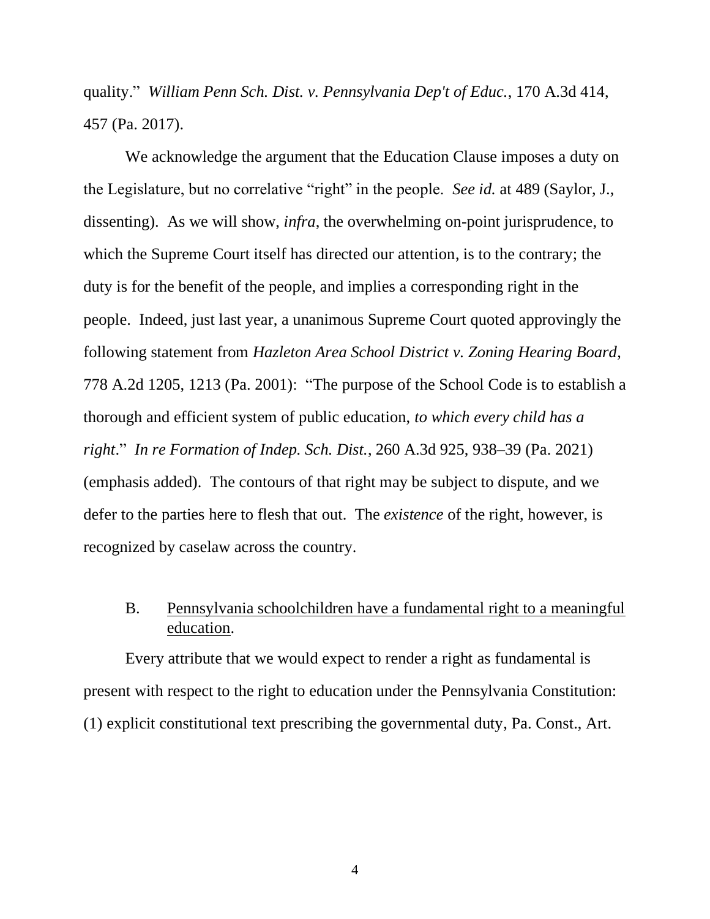quality." *William Penn Sch. Dist. v. Pennsylvania Dep't of Educ.*, 170 A.3d 414, 457 (Pa. 2017).

We acknowledge the argument that the Education Clause imposes a duty on the Legislature, but no correlative "right" in the people. *See id.* at 489 (Saylor, J., dissenting). As we will show, *infra*, the overwhelming on-point jurisprudence, to which the Supreme Court itself has directed our attention, is to the contrary; the duty is for the benefit of the people, and implies a corresponding right in the people. Indeed, just last year, a unanimous Supreme Court quoted approvingly the following statement from *Hazleton Area School District v. Zoning Hearing Board*, 778 A.2d 1205, 1213 (Pa. 2001): "The purpose of the School Code is to establish a thorough and efficient system of public education, *to which every child has a right*." *In re Formation of Indep. Sch. Dist.*, 260 A.3d 925, 938–39 (Pa. 2021) (emphasis added). The contours of that right may be subject to dispute, and we defer to the parties here to flesh that out. The *existence* of the right, however, is recognized by caselaw across the country.

B. <u>Pennsylvania schoolchildren have a fundamental right to a meaningful education</u>.

Every attribute that we would expect to render a right as fundamental is present with respect to the right to education under the Pennsylvania Constitution: (1) explicit constitutional text prescribing the governmental duty, Pa. Const., Art.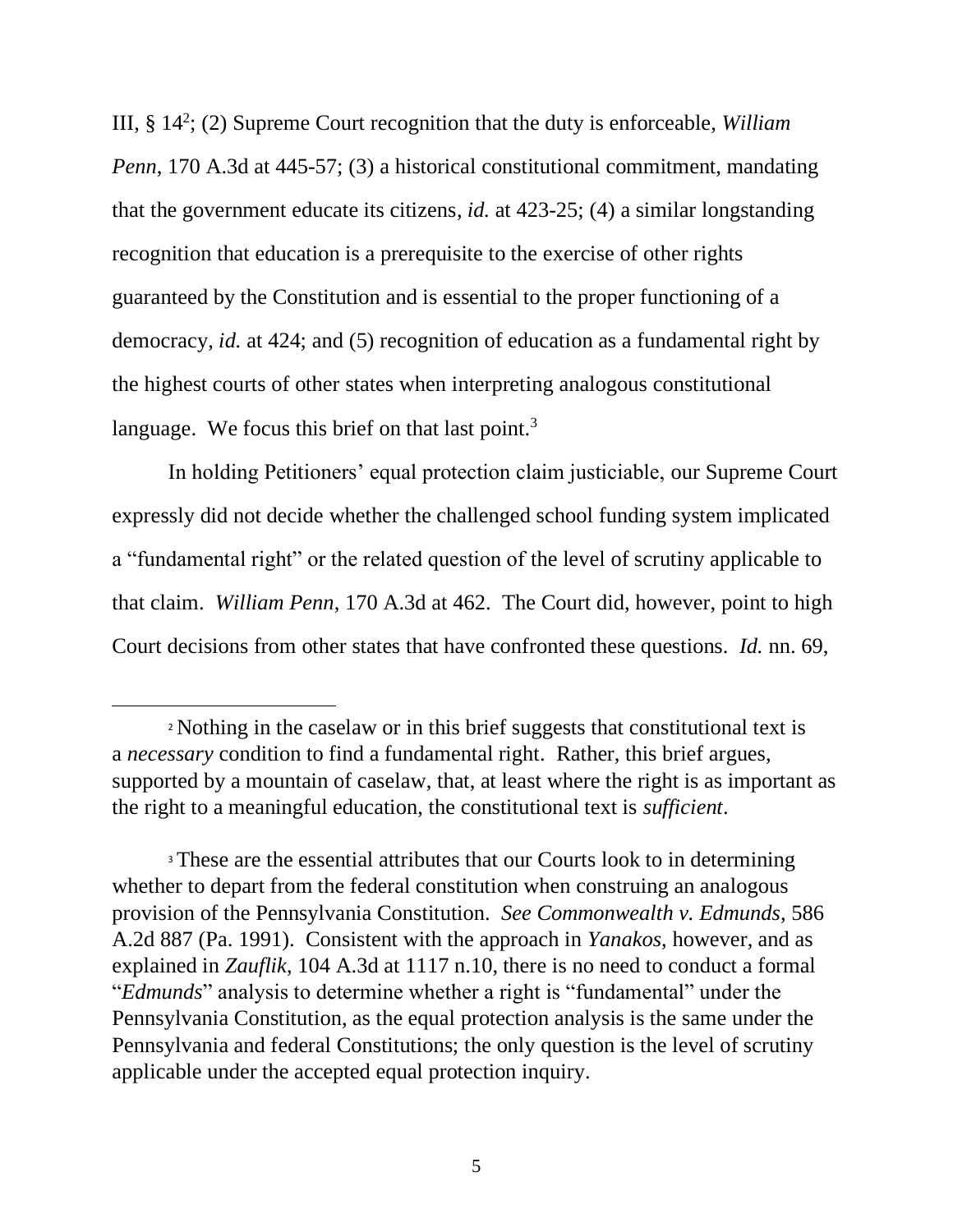III, § 14[2]; (2) Supreme Court recognition that the duty is enforceable, *William Penn*, 170 A.3d at 445-57; (3) a historical constitutional commitment, mandating that the government educate its citizens, *id.* at 423-25; (4) a similar longstanding recognition that education is a prerequisite to the exercise of other rights guaranteed by the Constitution and is essential to the proper functioning of a democracy, *id.* at 424; and (5) recognition of education as a fundamental right by the highest courts of other states when interpreting analogous constitutional language. We focus this brief on that last point.[3]

In holding Petitioners' equal protection claim justiciable, our Supreme Court expressly did not decide whether the challenged school funding system implicated a "fundamental right" or the related question of the level of scrutiny applicable to that claim. *William Penn*, 170 A.3d at 462. The Court did, however, point to high Court decisions from other states that have confronted these questions. *Id.* nn. 69,

---

[2] Nothing in the caselaw or in this brief suggests that constitutional text is a *necessary* condition to find a fundamental right. Rather, this brief argues, supported by a mountain of caselaw, that, at least where the right is as important as the right to a meaningful education, the constitutional text is *sufficient*.

[3] These are the essential attributes that our Courts look to in determining whether to depart from the federal constitution when construing an analogous provision of the Pennsylvania Constitution. *See Commonwealth v. Edmunds*, 586 A.2d 887 (Pa. 1991). Consistent with the approach in *Yanakos*, however, and as explained in *Zauflik*, 104 A.3d at 1117 n.10, there is no need to conduct a formal "*Edmunds*" analysis to determine whether a right is "fundamental" under the Pennsylvania Constitution, as the equal protection analysis is the same under the Pennsylvania and federal Constitutions; the only question is the level of scrutiny applicable under the accepted equal protection inquiry.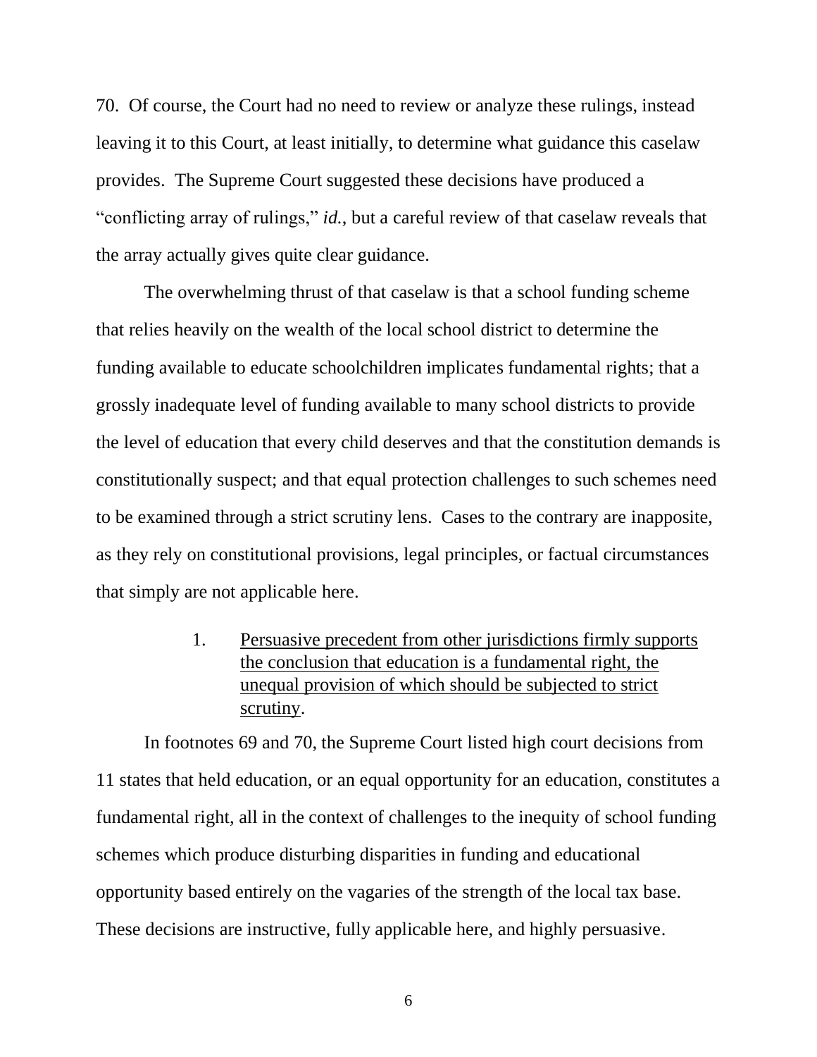70. Of course, the Court had no need to review or analyze these rulings, instead leaving it to this Court, at least initially, to determine what guidance this caselaw provides. The Supreme Court suggested these decisions have produced a "conflicting array of rulings," *id.*, but a careful review of that caselaw reveals that the array actually gives quite clear guidance.

The overwhelming thrust of that caselaw is that a school funding scheme that relies heavily on the wealth of the local school district to determine the funding available to educate schoolchildren implicates fundamental rights; that a grossly inadequate level of funding available to many school districts to provide the level of education that every child deserves and that the constitution demands is constitutionally suspect; and that equal protection challenges to such schemes need to be examined through a strict scrutiny lens. Cases to the contrary are inapposite, as they rely on constitutional provisions, legal principles, or factual circumstances that simply are not applicable here.

1. Persuasive precedent from other jurisdictions firmly supports the conclusion that education is a fundamental right, the unequal provision of which should be subjected to strict scrutiny.

In footnotes 69 and 70, the Supreme Court listed high court decisions from 11 states that held education, or an equal opportunity for an education, constitutes a fundamental right, all in the context of challenges to the inequity of school funding schemes which produce disturbing disparities in funding and educational opportunity based entirely on the vagaries of the strength of the local tax base. These decisions are instructive, fully applicable here, and highly persuasive.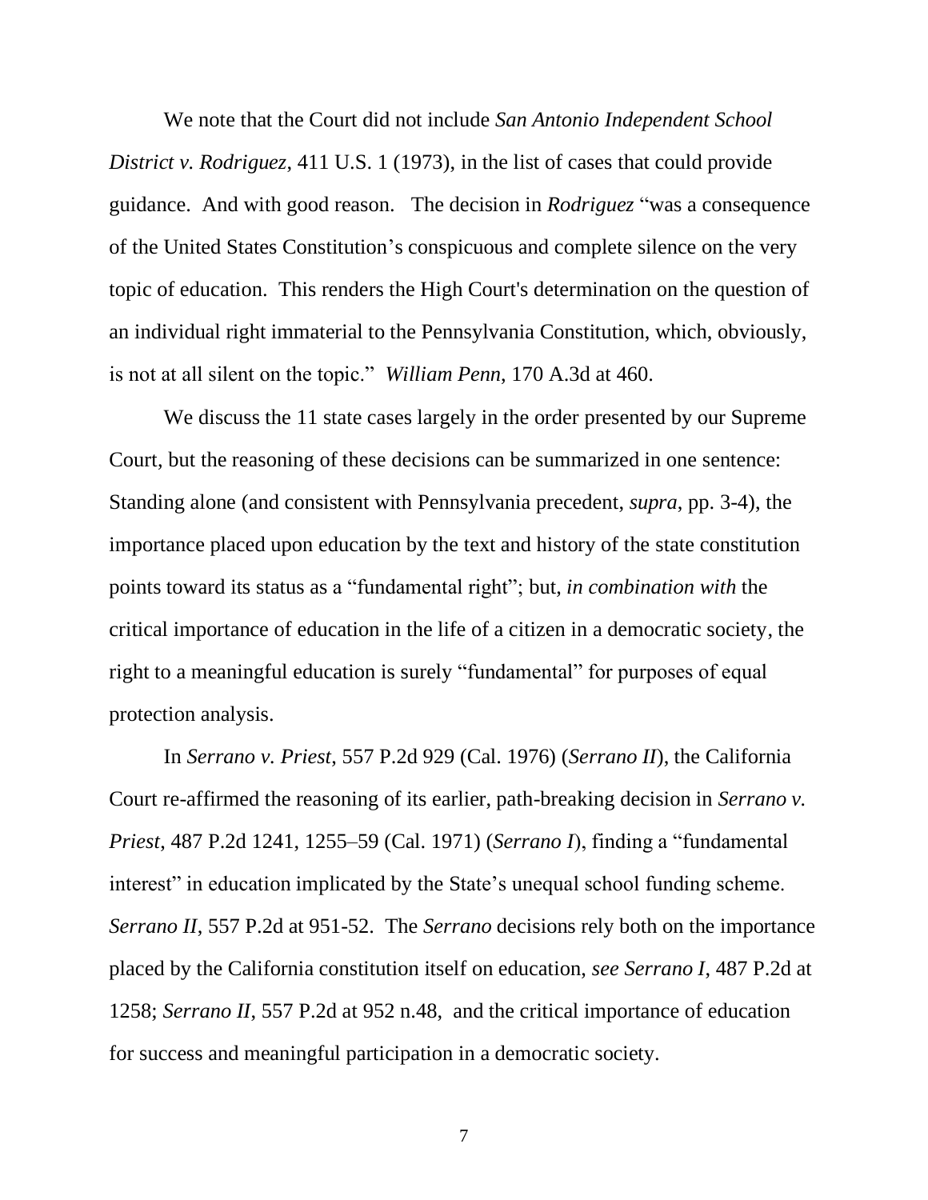We note that the Court did not include *San Antonio Independent School District v. Rodriguez*, 411 U.S. 1 (1973), in the list of cases that could provide guidance. And with good reason. The decision in *Rodriguez* "was a consequence of the United States Constitution's conspicuous and complete silence on the very topic of education. This renders the High Court's determination on the question of an individual right immaterial to the Pennsylvania Constitution, which, obviously, is not at all silent on the topic." *William Penn*, 170 A.3d at 460.

We discuss the 11 state cases largely in the order presented by our Supreme Court, but the reasoning of these decisions can be summarized in one sentence: Standing alone (and consistent with Pennsylvania precedent, *supra*, pp. 3-4), the importance placed upon education by the text and history of the state constitution points toward its status as a "fundamental right"; but, *in combination with* the critical importance of education in the life of a citizen in a democratic society, the right to a meaningful education is surely "fundamental" for purposes of equal protection analysis.

In *Serrano v. Priest*, 557 P.2d 929 (Cal. 1976) (*Serrano II*), the California Court re-affirmed the reasoning of its earlier, path-breaking decision in *Serrano v. Priest*, 487 P.2d 1241, 1255–59 (Cal. 1971) (*Serrano I*), finding a "fundamental interest" in education implicated by the State's unequal school funding scheme. *Serrano II*, 557 P.2d at 951-52. The *Serrano* decisions rely both on the importance placed by the California constitution itself on education, *see Serrano I*, 487 P.2d at 1258; *Serrano II*, 557 P.2d at 952 n.48, and the critical importance of education for success and meaningful participation in a democratic society.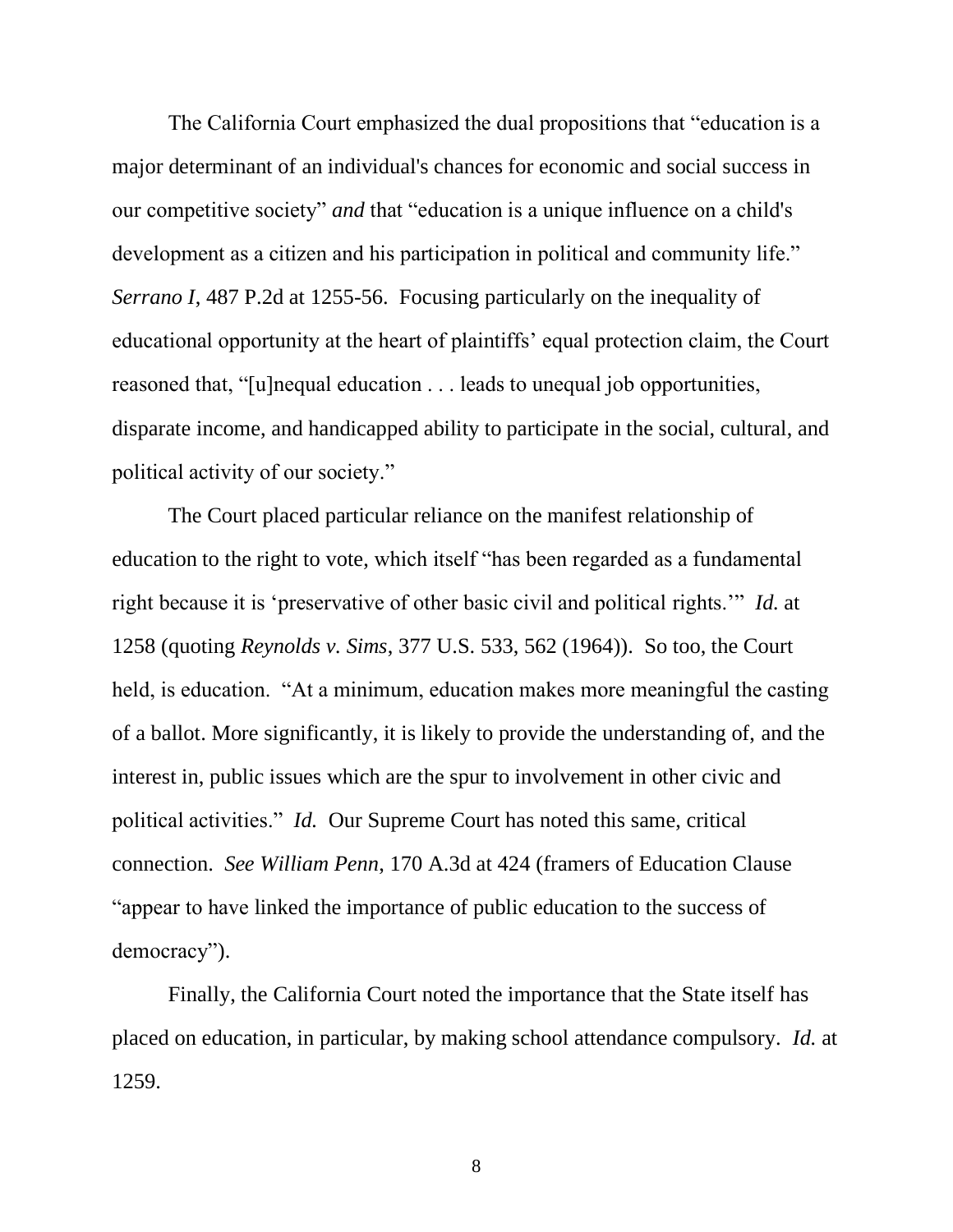The California Court emphasized the dual propositions that "education is a major determinant of an individual's chances for economic and social success in our competitive society" *and* that "education is a unique influence on a child's development as a citizen and his participation in political and community life." *Serrano I*, 487 P.2d at 1255-56. Focusing particularly on the inequality of educational opportunity at the heart of plaintiffs' equal protection claim, the Court reasoned that, "[u]nequal education . . . leads to unequal job opportunities, disparate income, and handicapped ability to participate in the social, cultural, and political activity of our society."

The Court placed particular reliance on the manifest relationship of education to the right to vote, which itself "has been regarded as a fundamental right because it is 'preservative of other basic civil and political rights.'" *Id.* at 1258 (quoting *Reynolds v. Sims*, 377 U.S. 533, 562 (1964)). So too, the Court held, is education. "At a minimum, education makes more meaningful the casting of a ballot. More significantly, it is likely to provide the understanding of, and the interest in, public issues which are the spur to involvement in other civic and political activities." *Id.* Our Supreme Court has noted this same, critical connection. *See William Penn*, 170 A.3d at 424 (framers of Education Clause "appear to have linked the importance of public education to the success of democracy").

Finally, the California Court noted the importance that the State itself has placed on education, in particular, by making school attendance compulsory. *Id.* at 1259.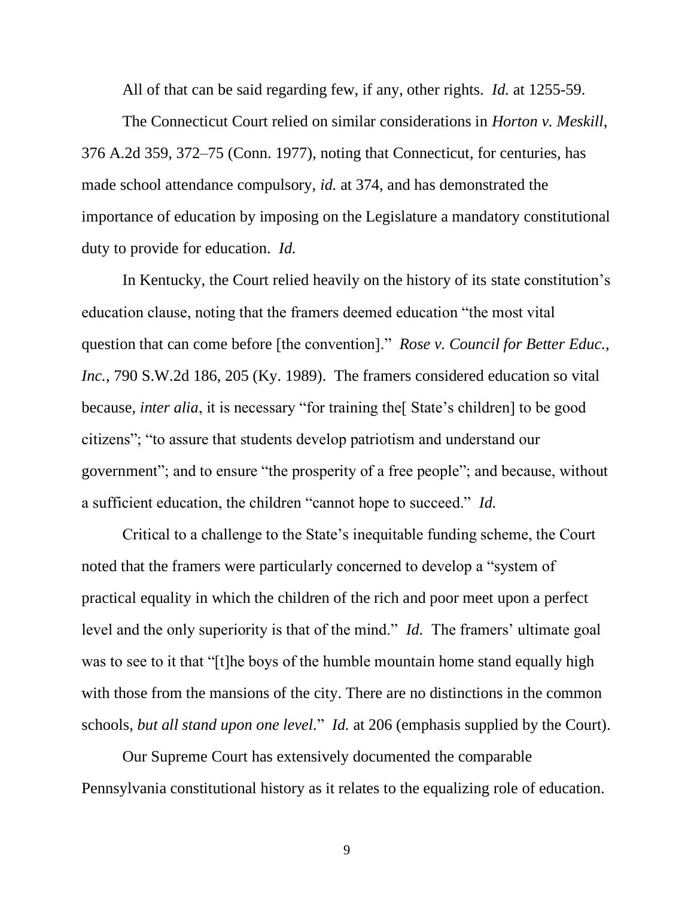All of that can be said regarding few, if any, other rights. *Id.* at 1255-59.

The Connecticut Court relied on similar considerations in *Horton v. Meskill*, 376 A.2d 359, 372–75 (Conn. 1977), noting that Connecticut, for centuries, has made school attendance compulsory, *id.* at 374, and has demonstrated the importance of education by imposing on the Legislature a mandatory constitutional duty to provide for education. *Id.*

In Kentucky, the Court relied heavily on the history of its state constitution's education clause, noting that the framers deemed education "the most vital question that can come before [the convention]." *Rose v. Council for Better Educ., Inc.*, 790 S.W.2d 186, 205 (Ky. 1989). The framers considered education so vital because, *inter alia*, it is necessary "for training the[ State's children] to be good citizens"; "to assure that students develop patriotism and understand our government"; and to ensure "the prosperity of a free people"; and because, without a sufficient education, the children "cannot hope to succeed." *Id.*

Critical to a challenge to the State's inequitable funding scheme, the Court noted that the framers were particularly concerned to develop a "system of practical equality in which the children of the rich and poor meet upon a perfect level and the only superiority is that of the mind." *Id.* The framers' ultimate goal was to see to it that "[t]he boys of the humble mountain home stand equally high with those from the mansions of the city. There are no distinctions in the common schools, *but all stand upon one level*." *Id.* at 206 (emphasis supplied by the Court).

Our Supreme Court has extensively documented the comparable Pennsylvania constitutional history as it relates to the equalizing role of education.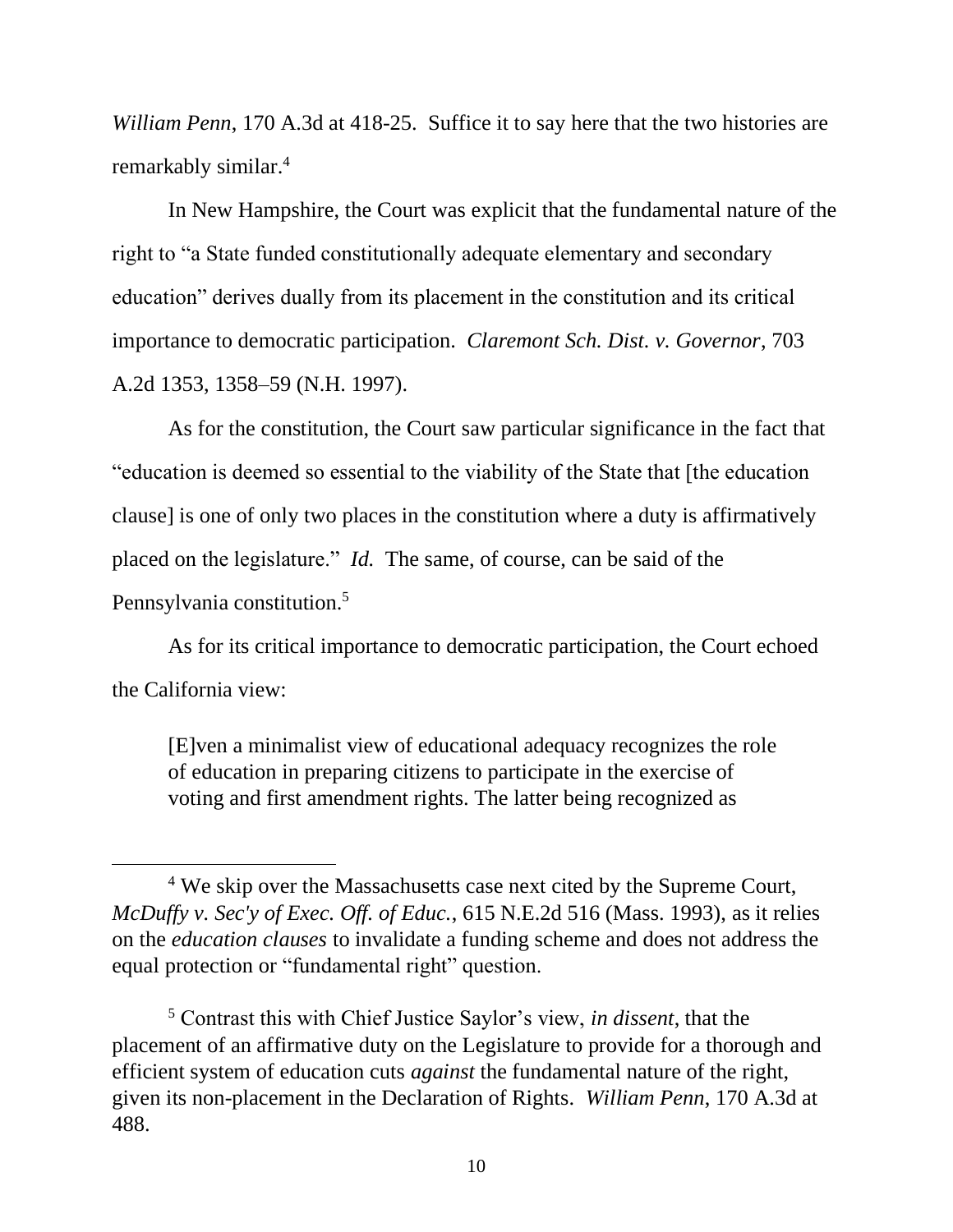*William Penn*, 170 A.3d at 418-25. Suffice it to say here that the two histories are remarkably similar.[4]

In New Hampshire, the Court was explicit that the fundamental nature of the right to "a State funded constitutionally adequate elementary and secondary education" derives dually from its placement in the constitution and its critical importance to democratic participation. *Claremont Sch. Dist. v. Governor*, 703 A.2d 1353, 1358–59 (N.H. 1997).

As for the constitution, the Court saw particular significance in the fact that "education is deemed so essential to the viability of the State that [the education clause] is one of only two places in the constitution where a duty is affirmatively placed on the legislature." *Id.* The same, of course, can be said of the Pennsylvania constitution.[5]

As for its critical importance to democratic participation, the Court echoed the California view:

> [E]ven a minimalist view of educational adequacy recognizes the role of education in preparing citizens to participate in the exercise of voting and first amendment rights. The latter being recognized as

---

[4] We skip over the Massachusetts case next cited by the Supreme Court, *McDuffy v. Sec'y of Exec. Off. of Educ.*, 615 N.E.2d 516 (Mass. 1993), as it relies on the *education clauses* to invalidate a funding scheme and does not address the equal protection or "fundamental right" question.

[5] Contrast this with Chief Justice Saylor's view, *in dissent*, that the placement of an affirmative duty on the Legislature to provide for a thorough and efficient system of education cuts *against* the fundamental nature of the right, given its non-placement in the Declaration of Rights. *William Penn*, 170 A.3d at 488.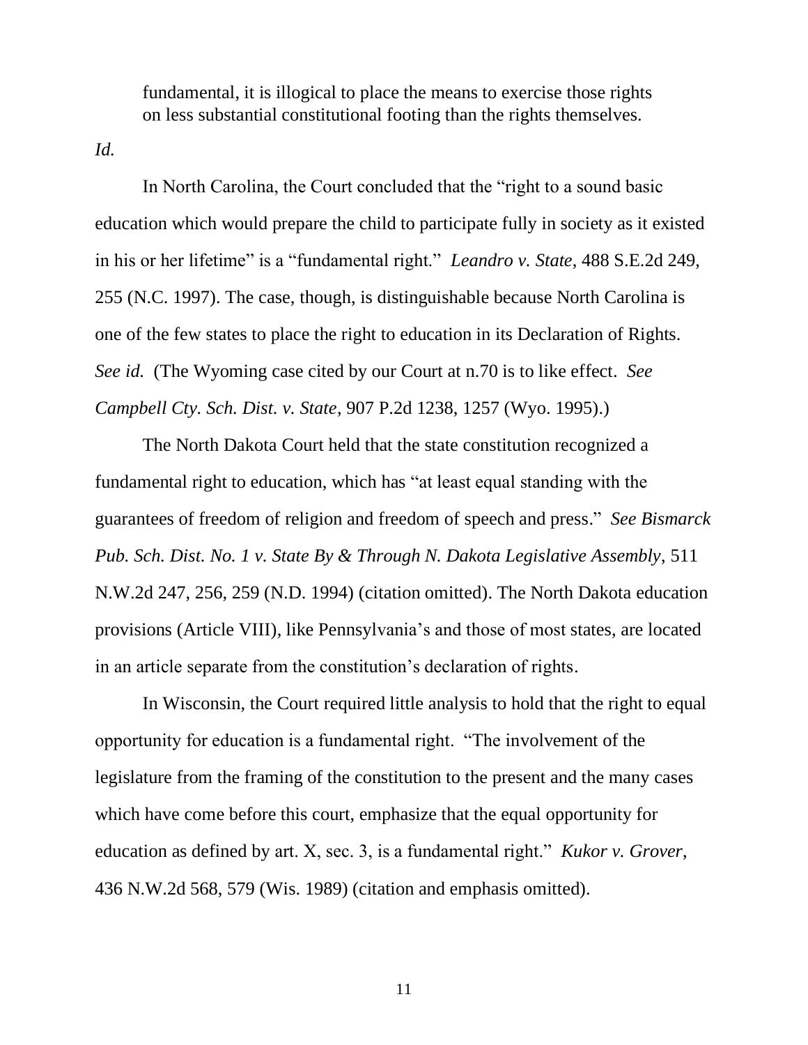> fundamental, it is illogical to place the means to exercise those rights on less substantial constitutional footing than the rights themselves.

*Id.*

In North Carolina, the Court concluded that the "right to a sound basic education which would prepare the child to participate fully in society as it existed in his or her lifetime" is a "fundamental right." *Leandro v. State*, 488 S.E.2d 249, 255 (N.C. 1997). The case, though, is distinguishable because North Carolina is one of the few states to place the right to education in its Declaration of Rights. *See id.* (The Wyoming case cited by our Court at n.70 is to like effect. *See Campbell Cty. Sch. Dist. v. State*, 907 P.2d 1238, 1257 (Wyo. 1995).)

The North Dakota Court held that the state constitution recognized a fundamental right to education, which has "at least equal standing with the guarantees of freedom of religion and freedom of speech and press." *See Bismarck Pub. Sch. Dist. No. 1 v. State By & Through N. Dakota Legislative Assembly*, 511 N.W.2d 247, 256, 259 (N.D. 1994) (citation omitted). The North Dakota education provisions (Article VIII), like Pennsylvania's and those of most states, are located in an article separate from the constitution's declaration of rights.

In Wisconsin, the Court required little analysis to hold that the right to equal opportunity for education is a fundamental right. "The involvement of the legislature from the framing of the constitution to the present and the many cases which have come before this court, emphasize that the equal opportunity for education as defined by art. X, sec. 3, is a fundamental right." *Kukor v. Grover*, 436 N.W.2d 568, 579 (Wis. 1989) (citation and emphasis omitted).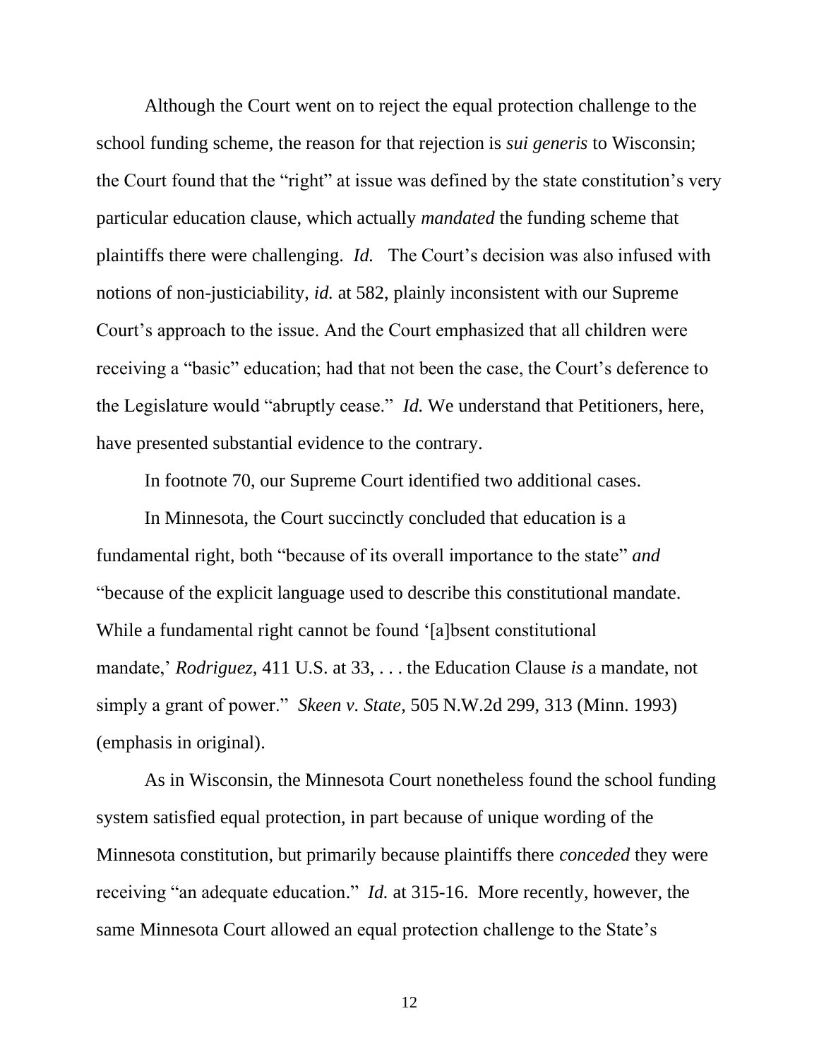Although the Court went on to reject the equal protection challenge to the school funding scheme, the reason for that rejection is *sui generis* to Wisconsin; the Court found that the "right" at issue was defined by the state constitution's very particular education clause, which actually *mandated* the funding scheme that plaintiffs there were challenging. *Id.* The Court's decision was also infused with notions of non-justiciability, *id.* at 582, plainly inconsistent with our Supreme Court's approach to the issue. And the Court emphasized that all children were receiving a "basic" education; had that not been the case, the Court's deference to the Legislature would "abruptly cease." *Id.* We understand that Petitioners, here, have presented substantial evidence to the contrary.

In footnote 70, our Supreme Court identified two additional cases.

In Minnesota, the Court succinctly concluded that education is a fundamental right, both "because of its overall importance to the state" *and* "because of the explicit language used to describe this constitutional mandate. While a fundamental right cannot be found '[a]bsent constitutional mandate,' *Rodriguez*, 411 U.S. at 33, . . . the Education Clause *is* a mandate, not simply a grant of power." *Skeen v. State*, 505 N.W.2d 299, 313 (Minn. 1993) (emphasis in original).

As in Wisconsin, the Minnesota Court nonetheless found the school funding system satisfied equal protection, in part because of unique wording of the Minnesota constitution, but primarily because plaintiffs there *conceded* they were receiving "an adequate education." *Id.* at 315-16. More recently, however, the same Minnesota Court allowed an equal protection challenge to the State's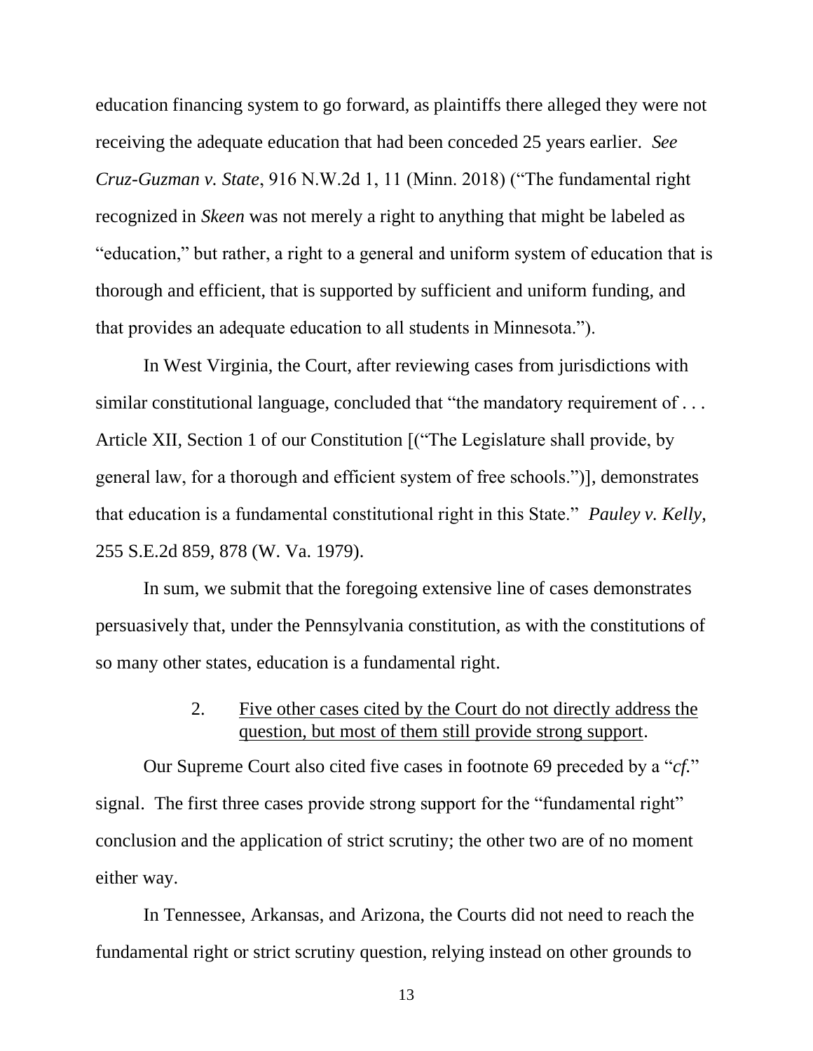education financing system to go forward, as plaintiffs there alleged they were not receiving the adequate education that had been conceded 25 years earlier. *See Cruz-Guzman v. State*, 916 N.W.2d 1, 11 (Minn. 2018) ("The fundamental right recognized in *Skeen* was not merely a right to anything that might be labeled as "education," but rather, a right to a general and uniform system of education that is thorough and efficient, that is supported by sufficient and uniform funding, and that provides an adequate education to all students in Minnesota.").

In West Virginia, the Court, after reviewing cases from jurisdictions with similar constitutional language, concluded that "the mandatory requirement of . . . Article XII, Section 1 of our Constitution [("The Legislature shall provide, by general law, for a thorough and efficient system of free schools.")], demonstrates that education is a fundamental constitutional right in this State." *Pauley v. Kelly*, 255 S.E.2d 859, 878 (W. Va. 1979).

In sum, we submit that the foregoing extensive line of cases demonstrates persuasively that, under the Pennsylvania constitution, as with the constitutions of so many other states, education is a fundamental right.

2. Five other cases cited by the Court do not directly address the question, but most of them still provide strong support.

Our Supreme Court also cited five cases in footnote 69 preceded by a "*cf.*" signal. The first three cases provide strong support for the "fundamental right" conclusion and the application of strict scrutiny; the other two are of no moment either way.

In Tennessee, Arkansas, and Arizona, the Courts did not need to reach the fundamental right or strict scrutiny question, relying instead on other grounds to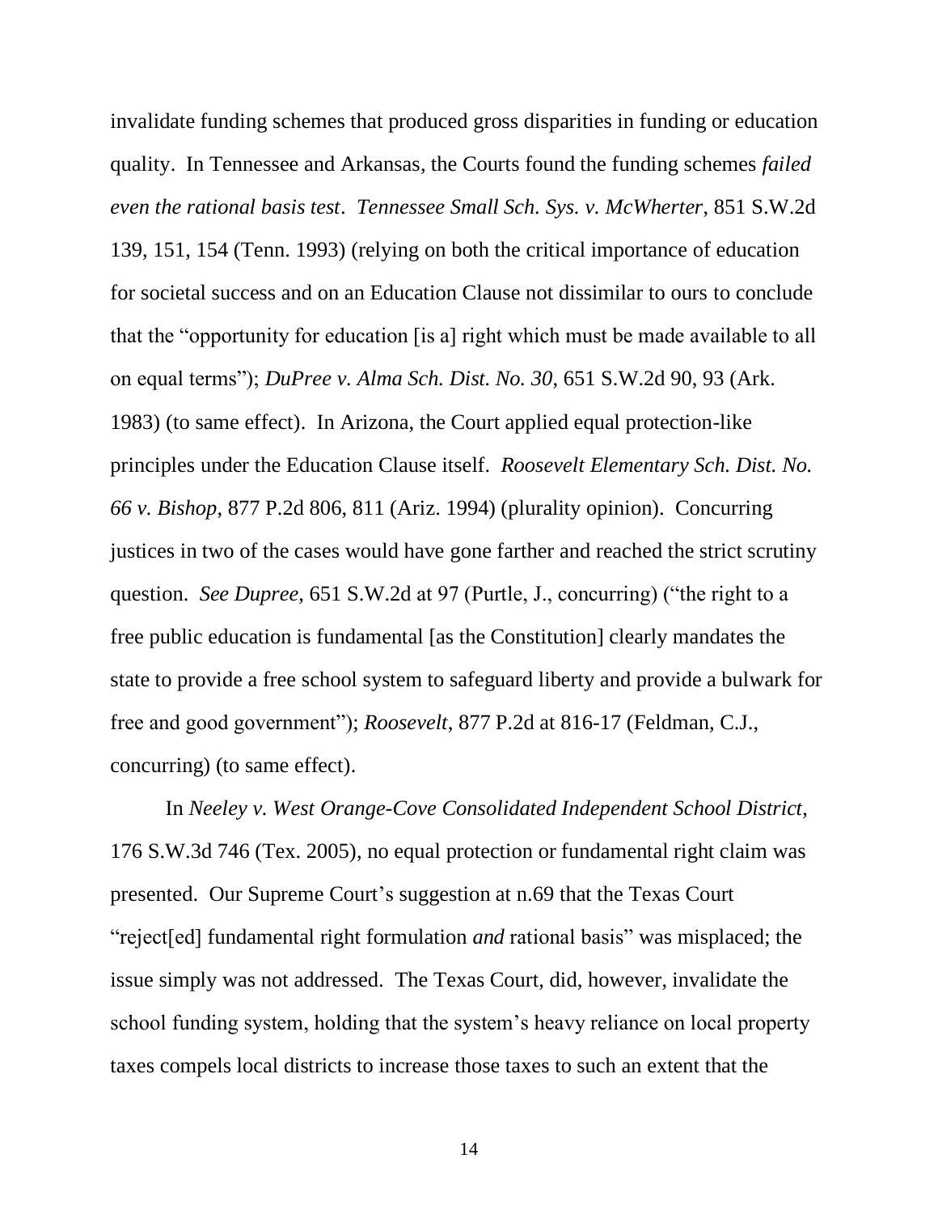invalidate funding schemes that produced gross disparities in funding or education quality. In Tennessee and Arkansas, the Courts found the funding schemes *failed even the rational basis test*. *Tennessee Small Sch. Sys. v. McWherter*, 851 S.W.2d 139, 151, 154 (Tenn. 1993) (relying on both the critical importance of education for societal success and on an Education Clause not dissimilar to ours to conclude that the "opportunity for education [is a] right which must be made available to all on equal terms"); *DuPree v. Alma Sch. Dist. No. 30*, 651 S.W.2d 90, 93 (Ark. 1983) (to same effect). In Arizona, the Court applied equal protection-like principles under the Education Clause itself. *Roosevelt Elementary Sch. Dist. No. 66 v. Bishop*, 877 P.2d 806, 811 (Ariz. 1994) (plurality opinion). Concurring justices in two of the cases would have gone farther and reached the strict scrutiny question. *See Dupree*, 651 S.W.2d at 97 (Purtle, J., concurring) ("the right to a free public education is fundamental [as the Constitution] clearly mandates the state to provide a free school system to safeguard liberty and provide a bulwark for free and good government"); *Roosevelt*, 877 P.2d at 816-17 (Feldman, C.J., concurring) (to same effect).

In *Neeley v. West Orange-Cove Consolidated Independent School District*, 176 S.W.3d 746 (Tex. 2005), no equal protection or fundamental right claim was presented. Our Supreme Court's suggestion at n.69 that the Texas Court "reject[ed] fundamental right formulation *and* rational basis" was misplaced; the issue simply was not addressed. The Texas Court, did, however, invalidate the school funding system, holding that the system's heavy reliance on local property taxes compels local districts to increase those taxes to such an extent that the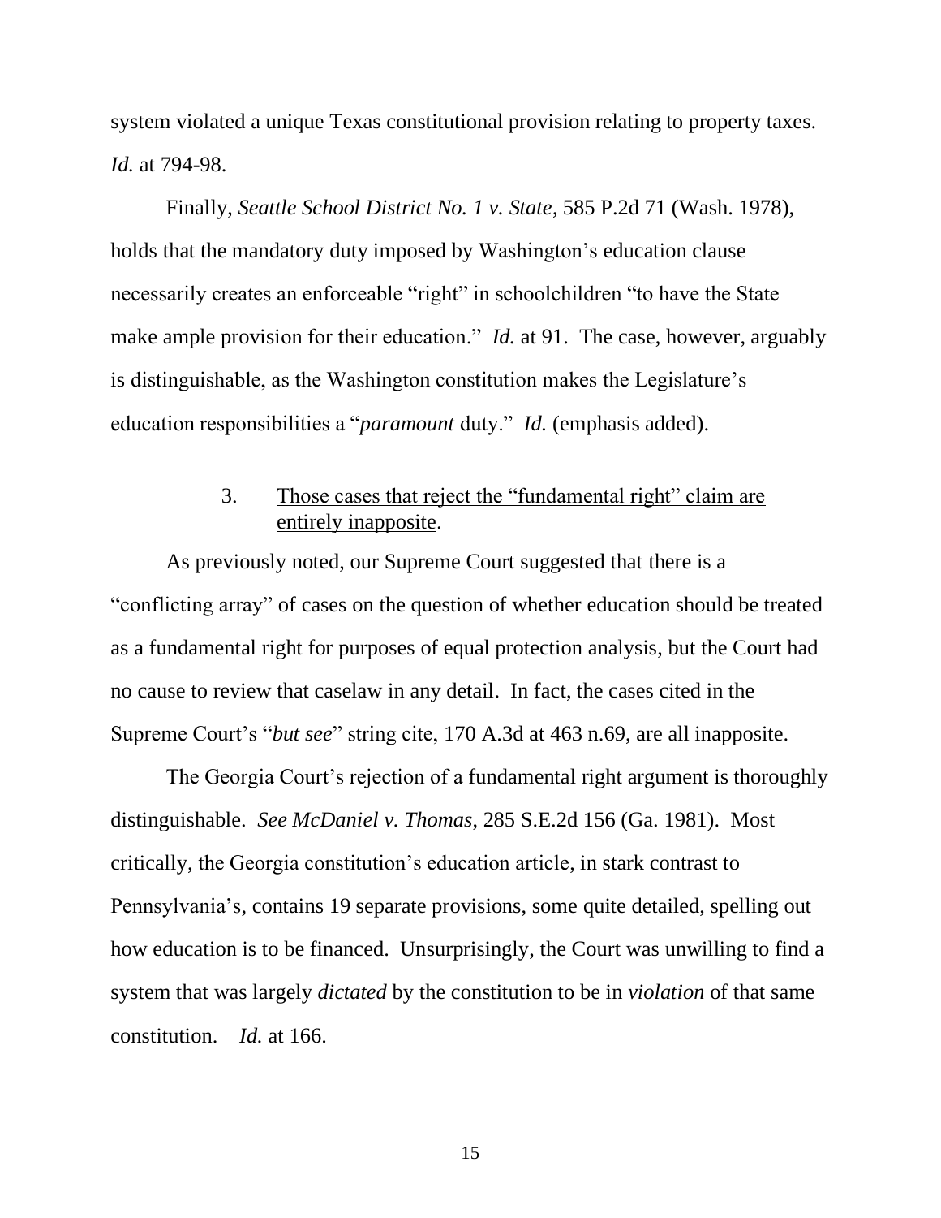system violated a unique Texas constitutional provision relating to property taxes. *Id.* at 794-98.

Finally, *Seattle School District No. 1 v. State*, 585 P.2d 71 (Wash. 1978), holds that the mandatory duty imposed by Washington's education clause necessarily creates an enforceable "right" in schoolchildren "to have the State make ample provision for their education." *Id.* at 91. The case, however, arguably is distinguishable, as the Washington constitution makes the Legislature's education responsibilities a "*paramount* duty." *Id.* (emphasis added).

3. <u>Those cases that reject the "fundamental right" claim are entirely inapposite</u>.

As previously noted, our Supreme Court suggested that there is a "conflicting array" of cases on the question of whether education should be treated as a fundamental right for purposes of equal protection analysis, but the Court had no cause to review that caselaw in any detail. In fact, the cases cited in the Supreme Court's "*but see*" string cite, 170 A.3d at 463 n.69, are all inapposite.

The Georgia Court's rejection of a fundamental right argument is thoroughly distinguishable. *See McDaniel v. Thomas*, 285 S.E.2d 156 (Ga. 1981). Most critically, the Georgia constitution's education article, in stark contrast to Pennsylvania's, contains 19 separate provisions, some quite detailed, spelling out how education is to be financed. Unsurprisingly, the Court was unwilling to find a system that was largely *dictated* by the constitution to be in *violation* of that same constitution. *Id.* at 166.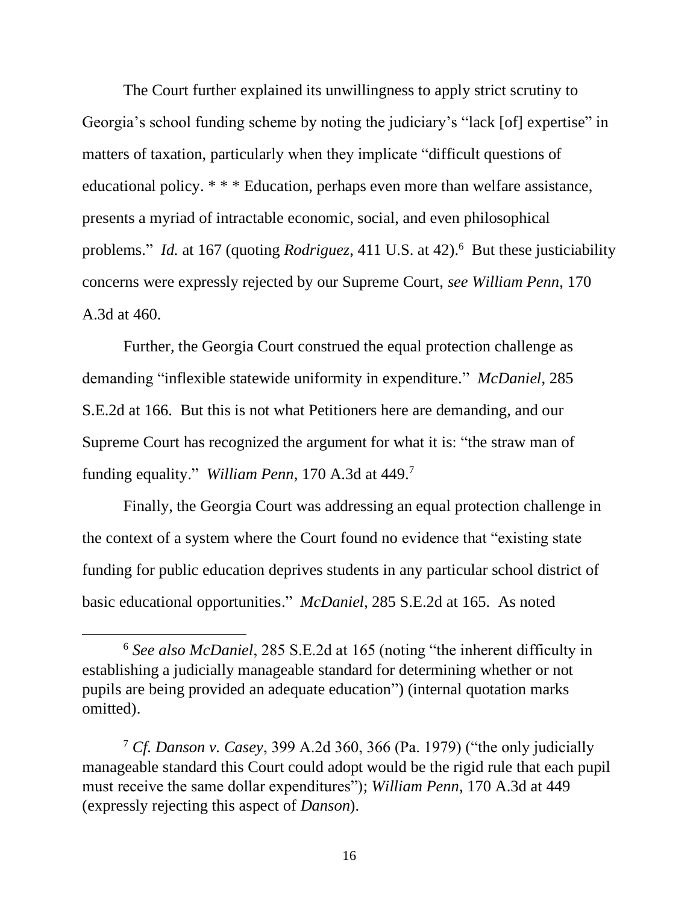The Court further explained its unwillingness to apply strict scrutiny to Georgia's school funding scheme by noting the judiciary's "lack [of] expertise" in matters of taxation, particularly when they implicate "difficult questions of educational policy. * * * Education, perhaps even more than welfare assistance, presents a myriad of intractable economic, social, and even philosophical problems." *Id.* at 167 (quoting *Rodriguez*, 411 U.S. at 42).[6] But these justiciability concerns were expressly rejected by our Supreme Court, *see William Penn*, 170 A.3d at 460.

Further, the Georgia Court construed the equal protection challenge as demanding "inflexible statewide uniformity in expenditure." *McDaniel*, 285 S.E.2d at 166. But this is not what Petitioners here are demanding, and our Supreme Court has recognized the argument for what it is: "the straw man of funding equality." *William Penn*, 170 A.3d at 449.[7]

Finally, the Georgia Court was addressing an equal protection challenge in the context of a system where the Court found no evidence that "existing state funding for public education deprives students in any particular school district of basic educational opportunities." *McDaniel*, 285 S.E.2d at 165. As noted

---

[6] *See also McDaniel*, 285 S.E.2d at 165 (noting "the inherent difficulty in establishing a judicially manageable standard for determining whether or not pupils are being provided an adequate education") (internal quotation marks omitted).

[7] *Cf. Danson v. Casey*, 399 A.2d 360, 366 (Pa. 1979) ("the only judicially manageable standard this Court could adopt would be the rigid rule that each pupil must receive the same dollar expenditures"); *William Penn*, 170 A.3d at 449 (expressly rejecting this aspect of *Danson*).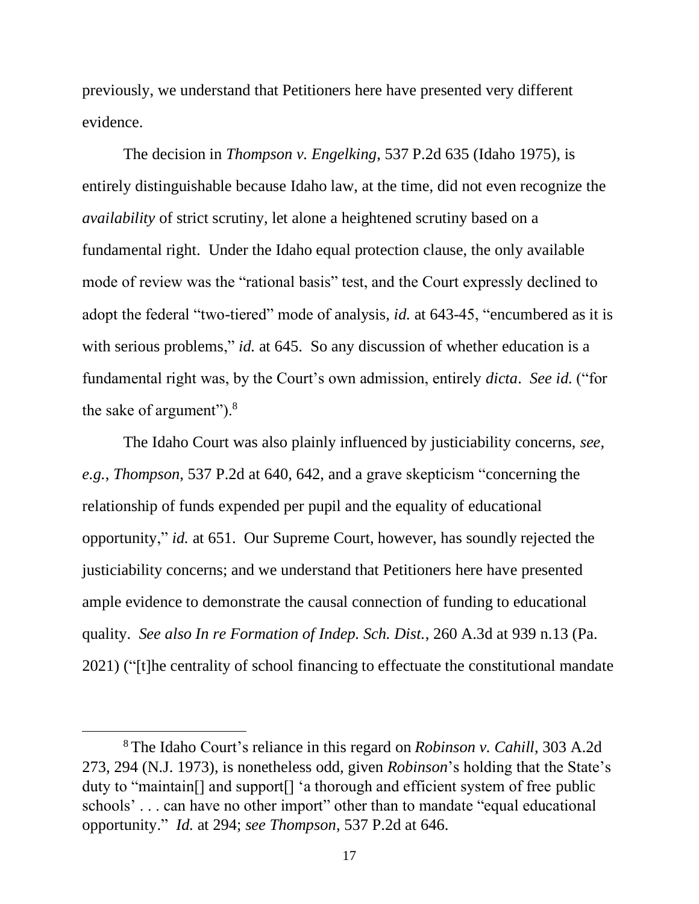previously, we understand that Petitioners here have presented very different evidence.

The decision in *Thompson v. Engelking*, 537 P.2d 635 (Idaho 1975), is entirely distinguishable because Idaho law, at the time, did not even recognize the *availability* of strict scrutiny, let alone a heightened scrutiny based on a fundamental right. Under the Idaho equal protection clause, the only available mode of review was the "rational basis" test, and the Court expressly declined to adopt the federal "two-tiered" mode of analysis, *id.* at 643-45, "encumbered as it is with serious problems," *id.* at 645. So any discussion of whether education is a fundamental right was, by the Court's own admission, entirely *dicta*. *See id.* ("for the sake of argument").[8]

The Idaho Court was also plainly influenced by justiciability concerns, *see, e.g.*, *Thompson*, 537 P.2d at 640, 642, and a grave skepticism "concerning the relationship of funds expended per pupil and the equality of educational opportunity," *id.* at 651. Our Supreme Court, however, has soundly rejected the justiciability concerns; and we understand that Petitioners here have presented ample evidence to demonstrate the causal connection of funding to educational quality. *See also In re Formation of Indep. Sch. Dist.*, 260 A.3d at 939 n.13 (Pa. 2021) ("[t]he centrality of school financing to effectuate the constitutional mandate

---

[8] The Idaho Court's reliance in this regard on *Robinson v. Cahill*, 303 A.2d 273, 294 (N.J. 1973), is nonetheless odd, given *Robinson*'s holding that the State's duty to "maintain[] and support[] 'a thorough and efficient system of free public schools' . . . can have no other import" other than to mandate "equal educational opportunity." *Id.* at 294; *see Thompson*, 537 P.2d at 646.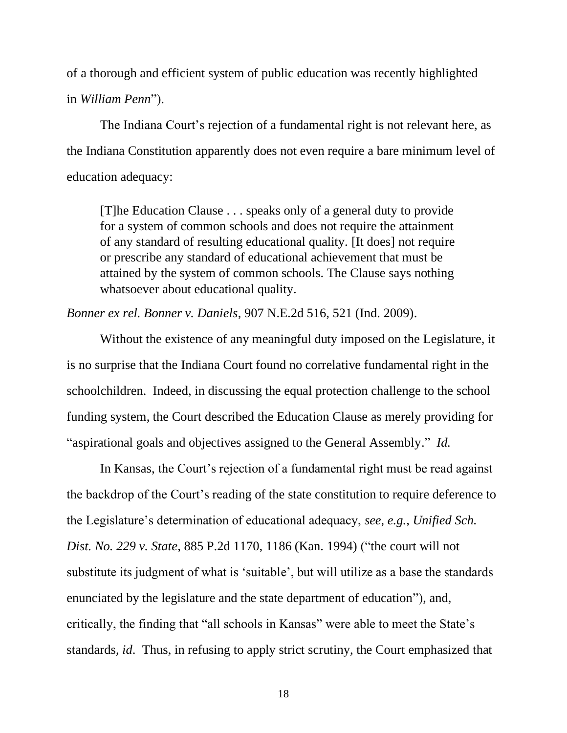of a thorough and efficient system of public education was recently highlighted in *William Penn*").

The Indiana Court's rejection of a fundamental right is not relevant here, as the Indiana Constitution apparently does not even require a bare minimum level of education adequacy:

> [T]he Education Clause . . . speaks only of a general duty to provide for a system of common schools and does not require the attainment of any standard of resulting educational quality. [It does] not require or prescribe any standard of educational achievement that must be attained by the system of common schools. The Clause says nothing whatsoever about educational quality.

*Bonner ex rel. Bonner v. Daniels*, 907 N.E.2d 516, 521 (Ind. 2009).

Without the existence of any meaningful duty imposed on the Legislature, it is no surprise that the Indiana Court found no correlative fundamental right in the schoolchildren. Indeed, in discussing the equal protection challenge to the school funding system, the Court described the Education Clause as merely providing for "aspirational goals and objectives assigned to the General Assembly." *Id.*

In Kansas, the Court's rejection of a fundamental right must be read against the backdrop of the Court's reading of the state constitution to require deference to the Legislature's determination of educational adequacy, *see, e.g.*, *Unified Sch. Dist. No. 229 v. State*, 885 P.2d 1170, 1186 (Kan. 1994) ("the court will not substitute its judgment of what is 'suitable', but will utilize as a base the standards enunciated by the legislature and the state department of education"), and, critically, the finding that "all schools in Kansas" were able to meet the State's standards, *id*. Thus, in refusing to apply strict scrutiny, the Court emphasized that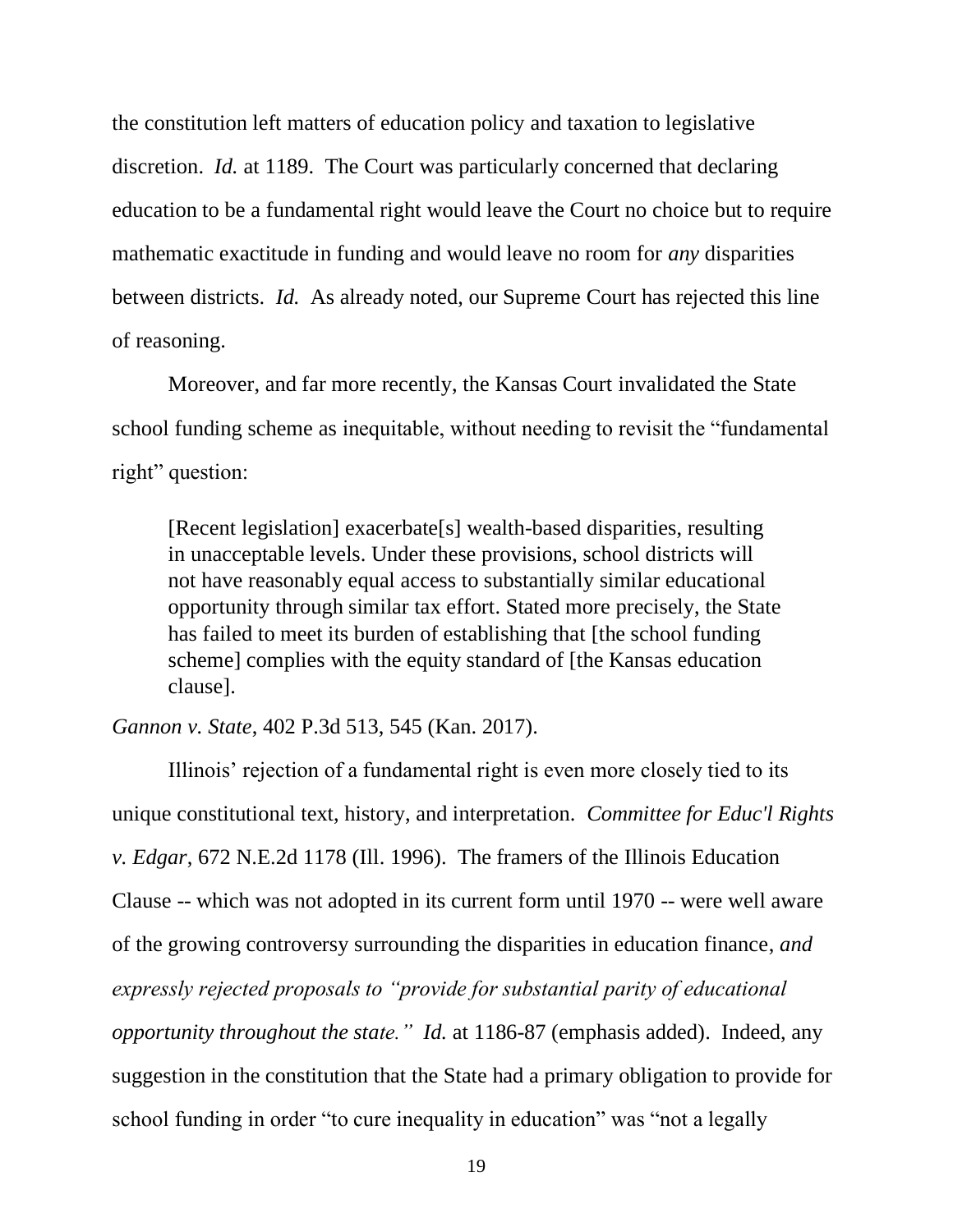the constitution left matters of education policy and taxation to legislative discretion. *Id.* at 1189. The Court was particularly concerned that declaring education to be a fundamental right would leave the Court no choice but to require mathematic exactitude in funding and would leave no room for *any* disparities between districts. *Id.* As already noted, our Supreme Court has rejected this line of reasoning.

Moreover, and far more recently, the Kansas Court invalidated the State school funding scheme as inequitable, without needing to revisit the "fundamental right" question:

> [Recent legislation] exacerbate[s] wealth-based disparities, resulting in unacceptable levels. Under these provisions, school districts will not have reasonably equal access to substantially similar educational opportunity through similar tax effort. Stated more precisely, the State has failed to meet its burden of establishing that [the school funding scheme] complies with the equity standard of [the Kansas education clause].

*Gannon v. State*, 402 P.3d 513, 545 (Kan. 2017).

Illinois' rejection of a fundamental right is even more closely tied to its unique constitutional text, history, and interpretation. *Committee for Educ'l Rights v. Edgar*, 672 N.E.2d 1178 (Ill. 1996). The framers of the Illinois Education Clause -- which was not adopted in its current form until 1970 -- were well aware of the growing controversy surrounding the disparities in education finance, *and expressly rejected proposals to "provide for substantial parity of educational opportunity throughout the state."* *Id.* at 1186-87 (emphasis added). Indeed, any suggestion in the constitution that the State had a primary obligation to provide for school funding in order "to cure inequality in education" was "not a legally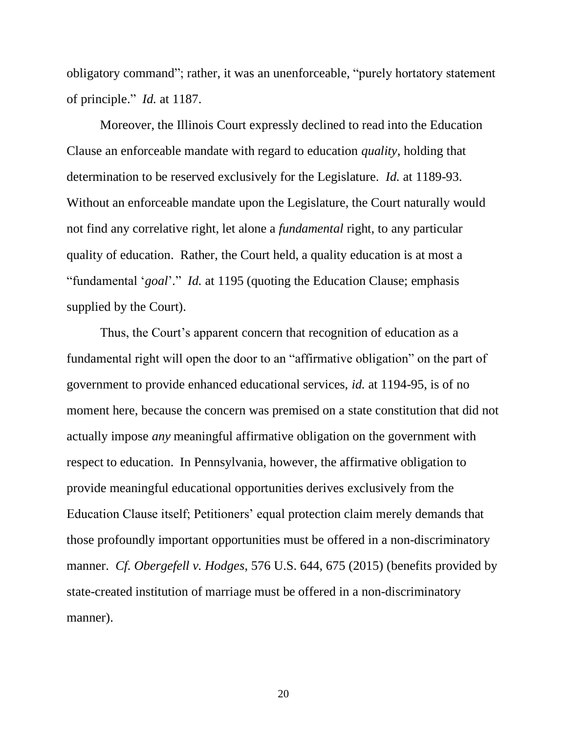obligatory command"; rather, it was an unenforceable, "purely hortatory statement of principle." *Id.* at 1187.

Moreover, the Illinois Court expressly declined to read into the Education Clause an enforceable mandate with regard to education *quality*, holding that determination to be reserved exclusively for the Legislature. *Id.* at 1189-93. Without an enforceable mandate upon the Legislature, the Court naturally would not find any correlative right, let alone a *fundamental* right, to any particular quality of education. Rather, the Court held, a quality education is at most a "fundamental '*goal*'." *Id.* at 1195 (quoting the Education Clause; emphasis supplied by the Court).

Thus, the Court's apparent concern that recognition of education as a fundamental right will open the door to an "affirmative obligation" on the part of government to provide enhanced educational services, *id.* at 1194-95, is of no moment here, because the concern was premised on a state constitution that did not actually impose *any* meaningful affirmative obligation on the government with respect to education. In Pennsylvania, however, the affirmative obligation to provide meaningful educational opportunities derives exclusively from the Education Clause itself; Petitioners' equal protection claim merely demands that those profoundly important opportunities must be offered in a non-discriminatory manner. *Cf. Obergefell v. Hodges*, 576 U.S. 644, 675 (2015) (benefits provided by state-created institution of marriage must be offered in a non-discriminatory manner).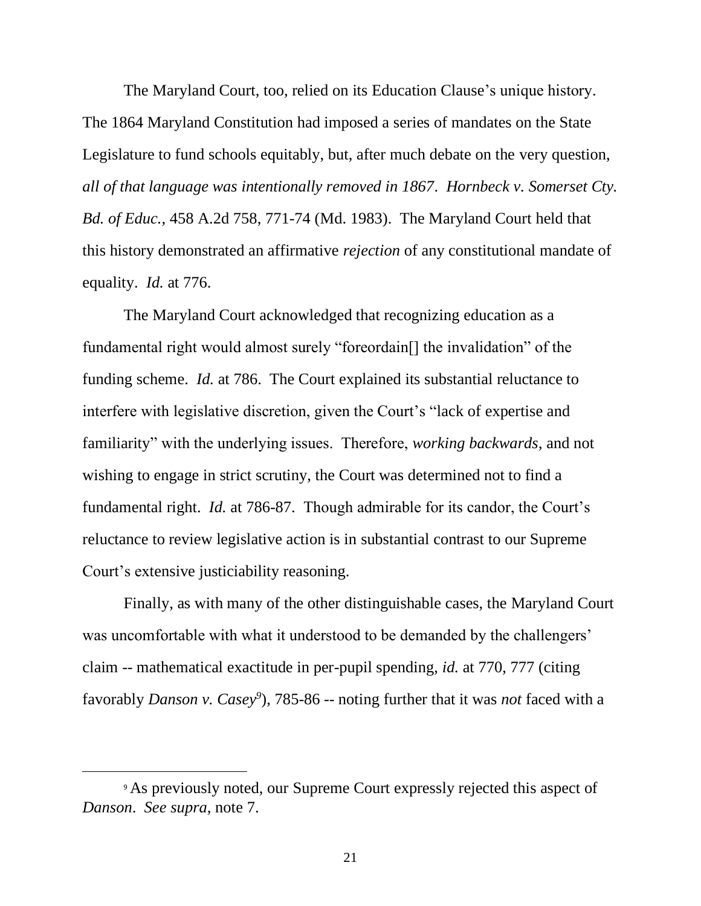The Maryland Court, too, relied on its Education Clause's unique history. The 1864 Maryland Constitution had imposed a series of mandates on the State Legislature to fund schools equitably, but, after much debate on the very question, *all of that language was intentionally removed in 1867*. *Hornbeck v. Somerset Cty. Bd. of Educ.*, 458 A.2d 758, 771-74 (Md. 1983). The Maryland Court held that this history demonstrated an affirmative *rejection* of any constitutional mandate of equality. *Id.* at 776.

The Maryland Court acknowledged that recognizing education as a fundamental right would almost surely "foreordain[] the invalidation" of the funding scheme. *Id.* at 786. The Court explained its substantial reluctance to interfere with legislative discretion, given the Court's "lack of expertise and familiarity" with the underlying issues. Therefore, *working backwards*, and not wishing to engage in strict scrutiny, the Court was determined not to find a fundamental right. *Id.* at 786-87. Though admirable for its candor, the Court's reluctance to review legislative action is in substantial contrast to our Supreme Court's extensive justiciability reasoning.

Finally, as with many of the other distinguishable cases, the Maryland Court was uncomfortable with what it understood to be demanded by the challengers' claim -- mathematical exactitude in per-pupil spending, *id.* at 770, 777 (citing favorably *Danson v. Casey*[9]), 785-86 -- noting further that it was *not* faced with a

[9] As previously noted, our Supreme Court expressly rejected this aspect of *Danson*. *See supra*, note 7.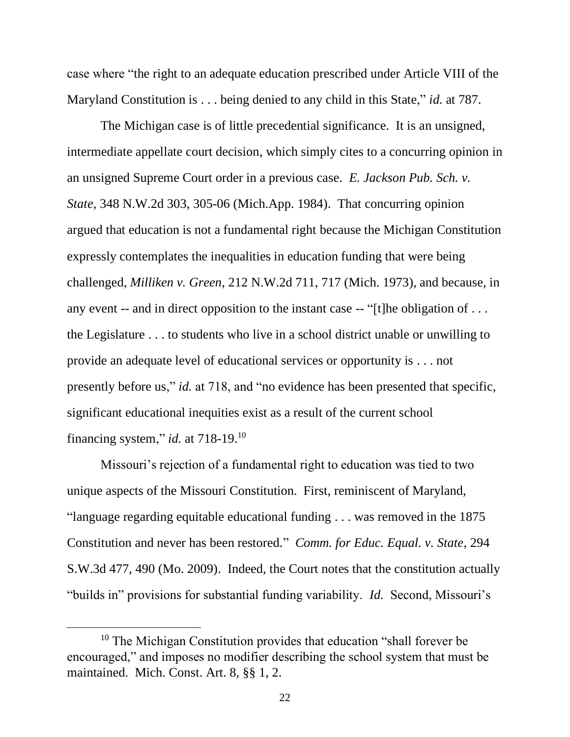case where "the right to an adequate education prescribed under Article VIII of the Maryland Constitution is . . . being denied to any child in this State," *id.* at 787.

The Michigan case is of little precedential significance. It is an unsigned, intermediate appellate court decision, which simply cites to a concurring opinion in an unsigned Supreme Court order in a previous case. *E. Jackson Pub. Sch. v. State*, 348 N.W.2d 303, 305-06 (Mich.App. 1984). That concurring opinion argued that education is not a fundamental right because the Michigan Constitution expressly contemplates the inequalities in education funding that were being challenged, *Milliken v. Green*, 212 N.W.2d 711, 717 (Mich. 1973), and because, in any event -- and in direct opposition to the instant case -- "[t]he obligation of . . . the Legislature . . . to students who live in a school district unable or unwilling to provide an adequate level of educational services or opportunity is . . . not presently before us," *id.* at 718, and "no evidence has been presented that specific, significant educational inequities exist as a result of the current school financing system," *id.* at 718-19.[10]

Missouri's rejection of a fundamental right to education was tied to two unique aspects of the Missouri Constitution. First, reminiscent of Maryland, "language regarding equitable educational funding . . . was removed in the 1875 Constitution and never has been restored." *Comm. for Educ. Equal. v. State*, 294 S.W.3d 477, 490 (Mo. 2009). Indeed, the Court notes that the constitution actually "builds in" provisions for substantial funding variability. *Id.* Second, Missouri's

---

[10] The Michigan Constitution provides that education "shall forever be encouraged," and imposes no modifier describing the school system that must be maintained. Mich. Const. Art. 8, §§ 1, 2.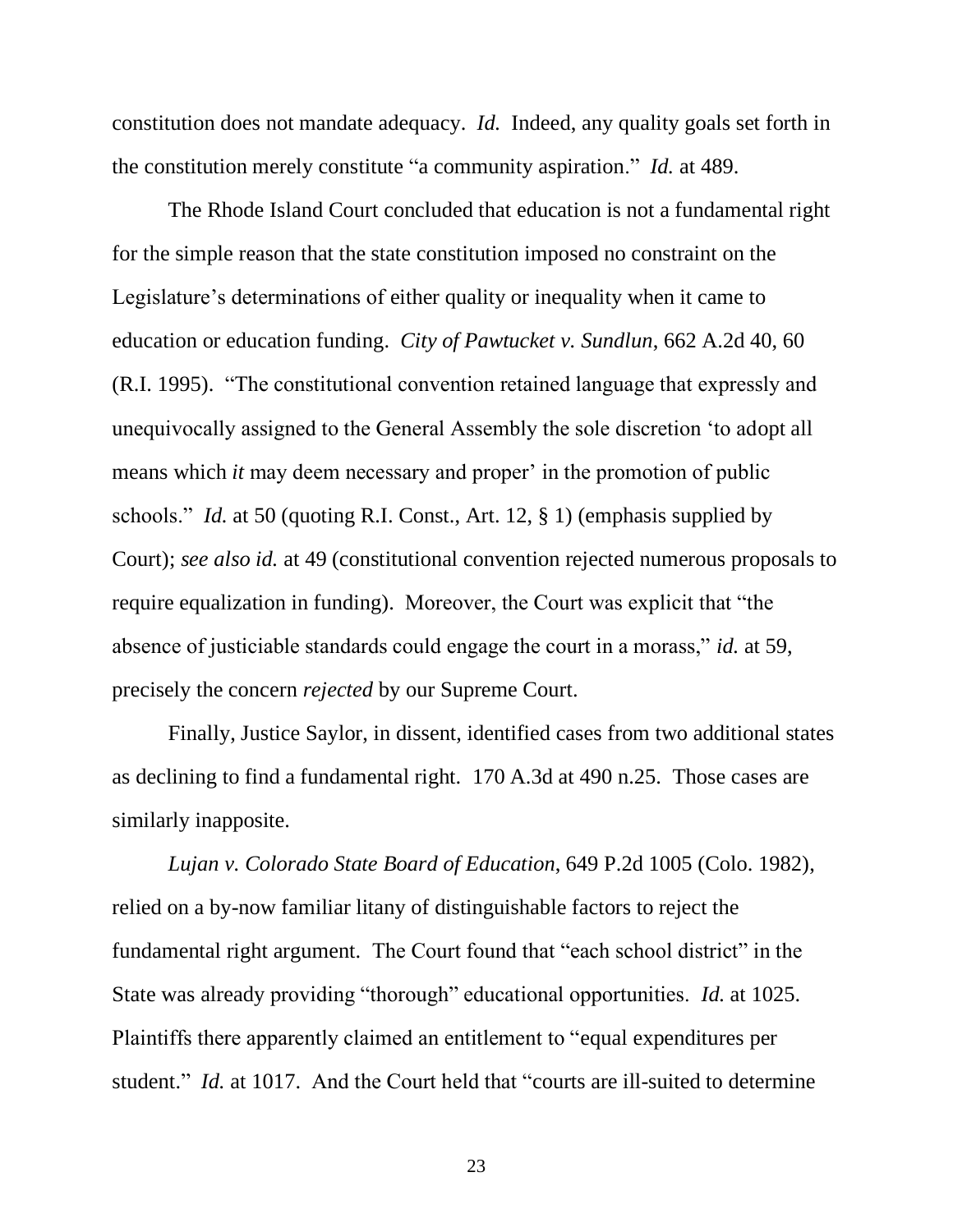constitution does not mandate adequacy. *Id.* Indeed, any quality goals set forth in the constitution merely constitute "a community aspiration." *Id.* at 489.

The Rhode Island Court concluded that education is not a fundamental right for the simple reason that the state constitution imposed no constraint on the Legislature's determinations of either quality or inequality when it came to education or education funding. *City of Pawtucket v. Sundlun*, 662 A.2d 40, 60 (R.I. 1995). "The constitutional convention retained language that expressly and unequivocally assigned to the General Assembly the sole discretion 'to adopt all means which *it* may deem necessary and proper' in the promotion of public schools." *Id.* at 50 (quoting R.I. Const., Art. 12, § 1) (emphasis supplied by Court); *see also id.* at 49 (constitutional convention rejected numerous proposals to require equalization in funding). Moreover, the Court was explicit that "the absence of justiciable standards could engage the court in a morass," *id.* at 59, precisely the concern *rejected* by our Supreme Court.

Finally, Justice Saylor, in dissent, identified cases from two additional states as declining to find a fundamental right. 170 A.3d at 490 n.25. Those cases are similarly inapposite.

*Lujan v. Colorado State Board of Education*, 649 P.2d 1005 (Colo. 1982), relied on a by-now familiar litany of distinguishable factors to reject the fundamental right argument. The Court found that "each school district" in the State was already providing "thorough" educational opportunities. *Id.* at 1025. Plaintiffs there apparently claimed an entitlement to "equal expenditures per student." *Id.* at 1017. And the Court held that "courts are ill-suited to determine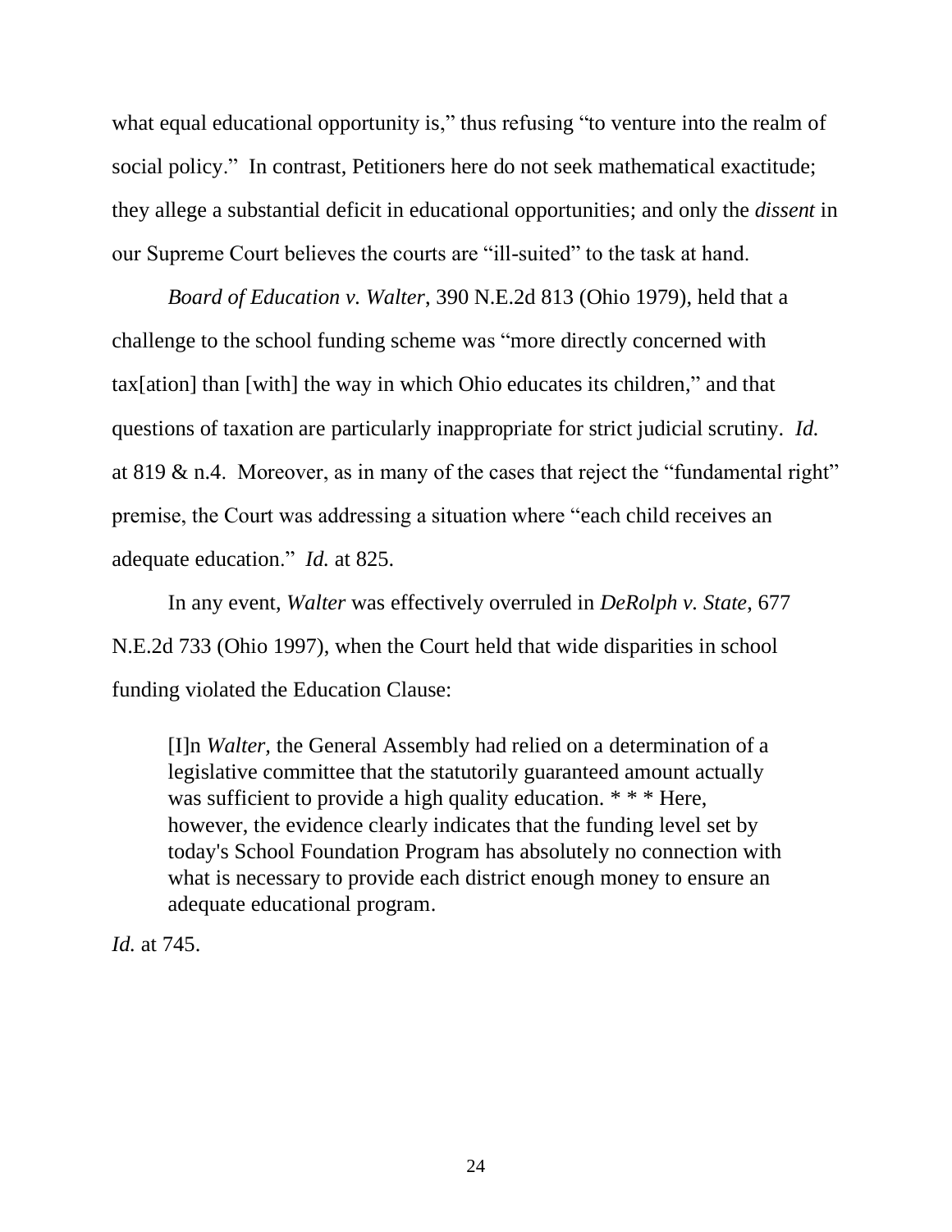what equal educational opportunity is," thus refusing "to venture into the realm of social policy." In contrast, Petitioners here do not seek mathematical exactitude; they allege a substantial deficit in educational opportunities; and only the *dissent* in our Supreme Court believes the courts are "ill-suited" to the task at hand.

*Board of Education v. Walter*, 390 N.E.2d 813 (Ohio 1979), held that a challenge to the school funding scheme was "more directly concerned with tax[ation] than [with] the way in which Ohio educates its children," and that questions of taxation are particularly inappropriate for strict judicial scrutiny. *Id.* at 819 & n.4. Moreover, as in many of the cases that reject the "fundamental right" premise, the Court was addressing a situation where "each child receives an adequate education." *Id.* at 825.

In any event, *Walter* was effectively overruled in *DeRolph v. State*, 677 N.E.2d 733 (Ohio 1997), when the Court held that wide disparities in school funding violated the Education Clause:

> [I]n *Walter,* the General Assembly had relied on a determination of a legislative committee that the statutorily guaranteed amount actually was sufficient to provide a high quality education. * * * Here, however, the evidence clearly indicates that the funding level set by today's School Foundation Program has absolutely no connection with what is necessary to provide each district enough money to ensure an adequate educational program.

*Id.* at 745.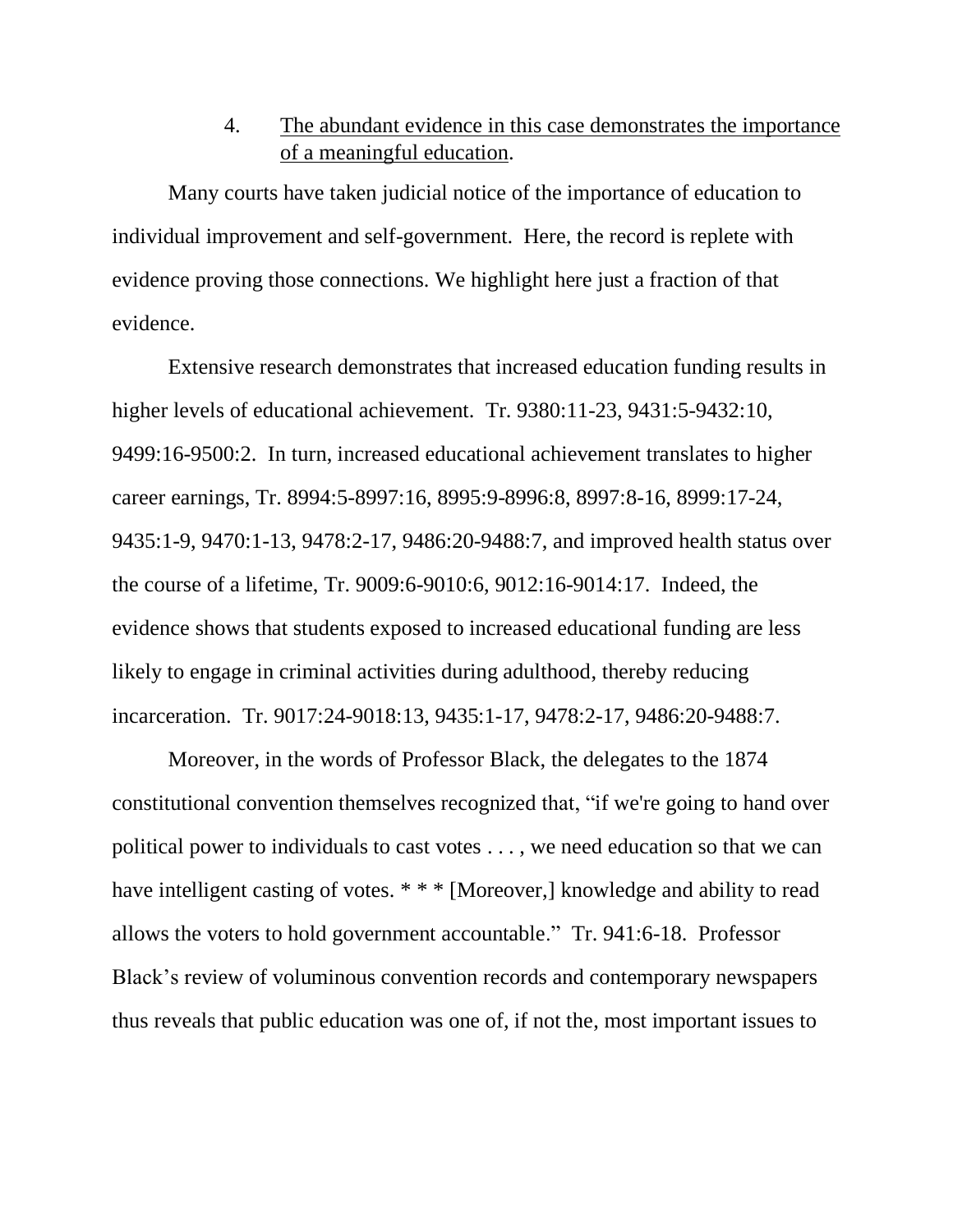4. <u>The abundant evidence in this case demonstrates the importance of a meaningful education</u>.

Many courts have taken judicial notice of the importance of education to individual improvement and self-government. Here, the record is replete with evidence proving those connections. We highlight here just a fraction of that evidence.

Extensive research demonstrates that increased education funding results in higher levels of educational achievement. Tr. 9380:11-23, 9431:5-9432:10, 9499:16-9500:2. In turn, increased educational achievement translates to higher career earnings, Tr. 8994:5-8997:16, 8995:9-8996:8, 8997:8-16, 8999:17-24, 9435:1-9, 9470:1-13, 9478:2-17, 9486:20-9488:7, and improved health status over the course of a lifetime, Tr. 9009:6-9010:6, 9012:16-9014:17. Indeed, the evidence shows that students exposed to increased educational funding are less likely to engage in criminal activities during adulthood, thereby reducing incarceration. Tr. 9017:24-9018:13, 9435:1-17, 9478:2-17, 9486:20-9488:7.

Moreover, in the words of Professor Black, the delegates to the 1874 constitutional convention themselves recognized that, "if we're going to hand over political power to individuals to cast votes . . . , we need education so that we can have intelligent casting of votes. * * * [Moreover,] knowledge and ability to read allows the voters to hold government accountable." Tr. 941:6-18. Professor Black's review of voluminous convention records and contemporary newspapers thus reveals that public education was one of, if not the, most important issues to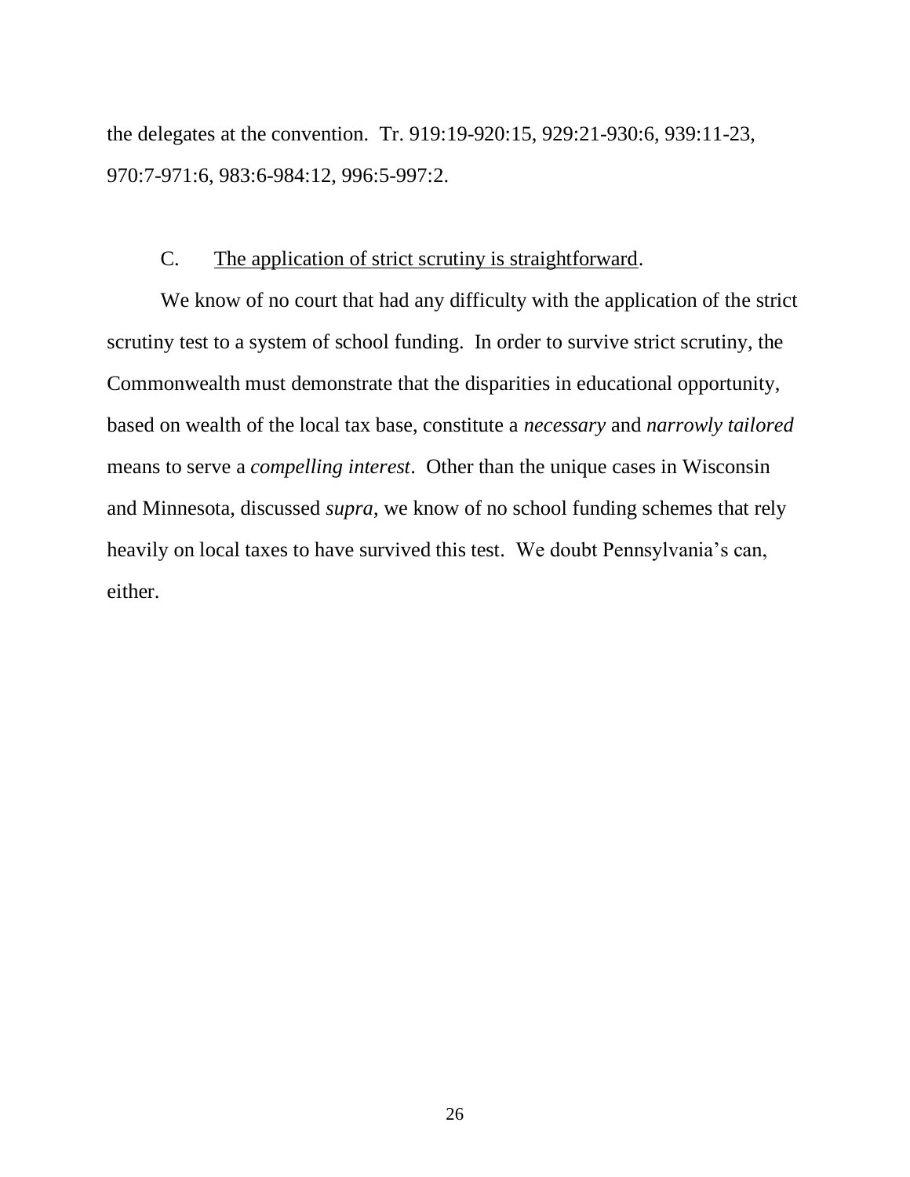the delegates at the convention. Tr. 919:19-920:15, 929:21-930:6, 939:11-23, 970:7-971:6, 983:6-984:12, 996:5-997:2.

### C. The application of strict scrutiny is straightforward.

We know of no court that had any difficulty with the application of the strict scrutiny test to a system of school funding. In order to survive strict scrutiny, the Commonwealth must demonstrate that the disparities in educational opportunity, based on wealth of the local tax base, constitute a *necessary* and *narrowly tailored* means to serve a *compelling interest*. Other than the unique cases in Wisconsin and Minnesota, discussed *supra*, we know of no school funding schemes that rely heavily on local taxes to have survived this test. We doubt Pennsylvania's can, either.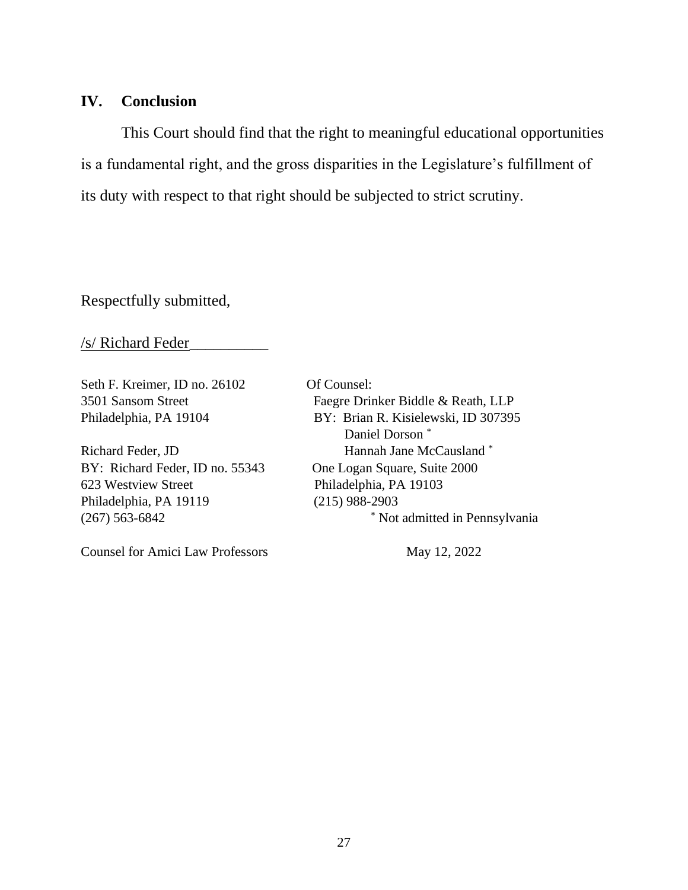## IV. Conclusion

This Court should find that the right to meaningful educational opportunities is a fundamental right, and the gross disparities in the Legislature's fulfillment of its duty with respect to that right should be subjected to strict scrutiny.

Respectfully submitted,

/s/ Richard Feder__________

Seth F. Kreimer, ID no. 26102
3501 Sansom Street
Philadelphia, PA 19104

Richard Feder, JD
BY: Richard Feder, ID no. 55343
623 Westview Street
Philadelphia, PA 19119
(267) 563-6842

Counsel for Amici Law Professors

Of Counsel:
Faegre Drinker Biddle & Reath, LLP
BY: Brian R. Kisielewski, ID 307395
Daniel Dorson *
Hannah Jane McCausland *
One Logan Square, Suite 2000
Philadelphia, PA 19103
(215) 988-2903
* Not admitted in Pennsylvania

May 12, 2022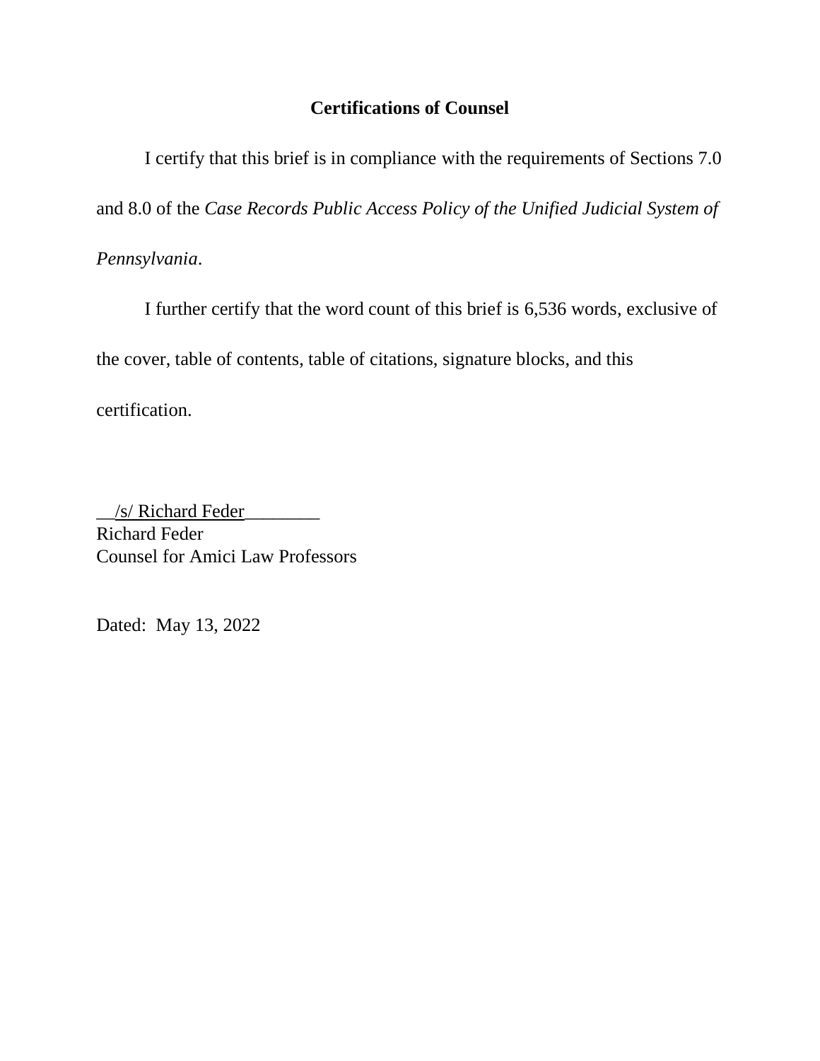## Certifications of Counsel

I certify that this brief is in compliance with the requirements of Sections 7.0 and 8.0 of the *Case Records Public Access Policy of the Unified Judicial System of Pennsylvania*.

I further certify that the word count of this brief is 6,536 words, exclusive of the cover, table of contents, table of citations, signature blocks, and this certification.

__/s/ Richard Feder________
Richard Feder
Counsel for Amici Law Professors

Dated: May 13, 2022